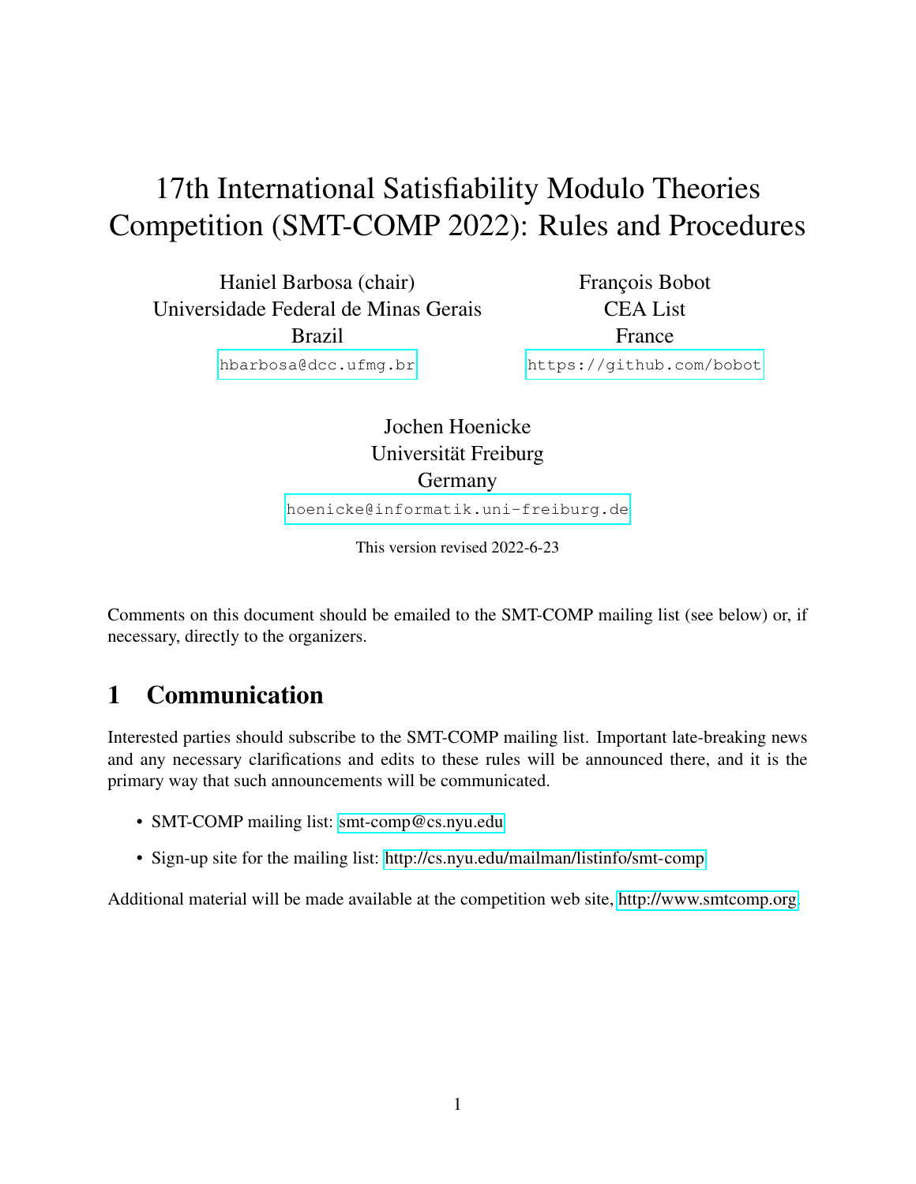# 17th International Satisfiability Modulo Theories Competition (SMT-COMP 2022): Rules and Procedures

Haniel Barbosa (chair)
Universidade Federal de Minas Gerais
Brazil
hbarbosa@dcc.ufmg.br

François Bobot
CEA List
France
https://github.com/bobot

Jochen Hoenicke
Universität Freiburg
Germany
hoenicke@informatik.uni-freiburg.de

This version revised 2022-6-23

Comments on this document should be emailed to the SMT-COMP mailing list (see below) or, if necessary, directly to the organizers.

## 1 Communication

Interested parties should subscribe to the SMT-COMP mailing list. Important late-breaking news and any necessary clarifications and edits to these rules will be announced there, and it is the primary way that such announcements will be communicated.

- SMT-COMP mailing list: smt-comp@cs.nyu.edu
- Sign-up site for the mailing list: http://cs.nyu.edu/mailman/listinfo/smt-comp

Additional material will be made available at the competition web site, http://www.smtcomp.org.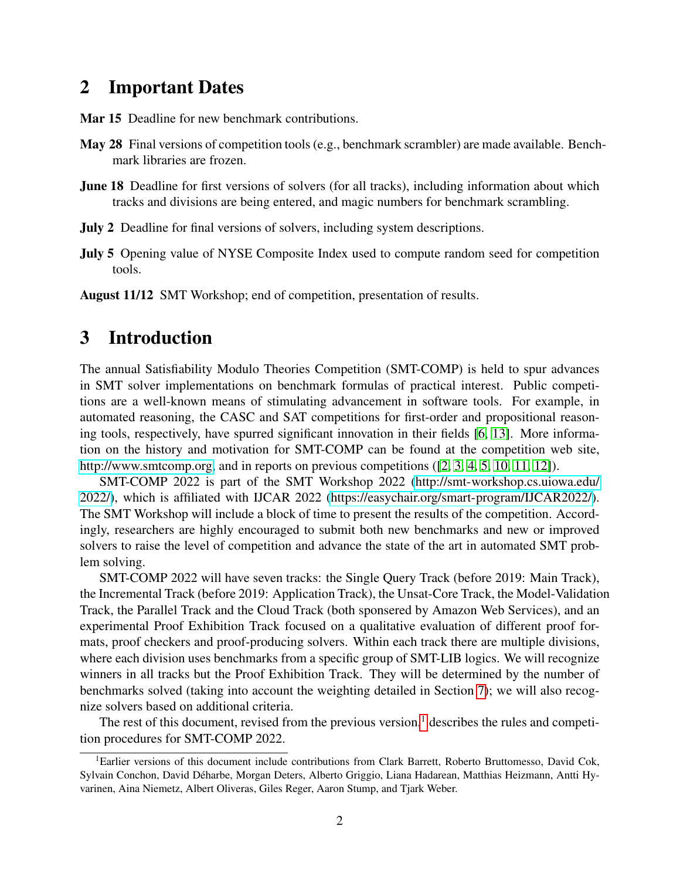## 2 Important Dates

**Mar 15** Deadline for new benchmark contributions.

**May 28** Final versions of competition tools (e.g., benchmark scrambler) are made available. Benchmark libraries are frozen.

**June 18** Deadline for first versions of solvers (for all tracks), including information about which tracks and divisions are being entered, and magic numbers for benchmark scrambling.

**July 2** Deadline for final versions of solvers, including system descriptions.

**July 5** Opening value of NYSE Composite Index used to compute random seed for competition tools.

**August 11/12** SMT Workshop; end of competition, presentation of results.

## 3 Introduction

The annual Satisfiability Modulo Theories Competition (SMT-COMP) is held to spur advances in SMT solver implementations on benchmark formulas of practical interest. Public competitions are a well-known means of stimulating advancement in software tools. For example, in automated reasoning, the CASC and SAT competitions for first-order and propositional reasoning tools, respectively, have spurred significant innovation in their fields [6, 13]. More information on the history and motivation for SMT-COMP can be found at the competition web site, http://www.smtcomp.org, and in reports on previous competitions ([2, 3, 4, 5, 10, 11, 12]).

SMT-COMP 2022 is part of the SMT Workshop 2022 (http://smt-workshop.cs.uiowa.edu/2022/), which is affiliated with IJCAR 2022 (https://easychair.org/smart-program/IJCAR2022/). The SMT Workshop will include a block of time to present the results of the competition. Accordingly, researchers are highly encouraged to submit both new benchmarks and new or improved solvers to raise the level of competition and advance the state of the art in automated SMT problem solving.

SMT-COMP 2022 will have seven tracks: the Single Query Track (before 2019: Main Track), the Incremental Track (before 2019: Application Track), the Unsat-Core Track, the Model-Validation Track, the Parallel Track and the Cloud Track (both sponsered by Amazon Web Services), and an experimental Proof Exhibition Track focused on a qualitative evaluation of different proof formats, proof checkers and proof-producing solvers. Within each track there are multiple divisions, where each division uses benchmarks from a specific group of SMT-LIB logics. We will recognize winners in all tracks but the Proof Exhibition Track. They will be determined by the number of benchmarks solved (taking into account the weighting detailed in Section 7); we will also recognize solvers based on additional criteria.

The rest of this document, revised from the previous version,[1] describes the rules and competition procedures for SMT-COMP 2022.

[1] Earlier versions of this document include contributions from Clark Barrett, Roberto Bruttomesso, David Cok, Sylvain Conchon, David Déharbe, Morgan Deters, Alberto Griggio, Liana Hadarean, Matthias Heizmann, Antti Hyvarinen, Aina Niemetz, Albert Oliveras, Giles Reger, Aaron Stump, and Tjark Weber.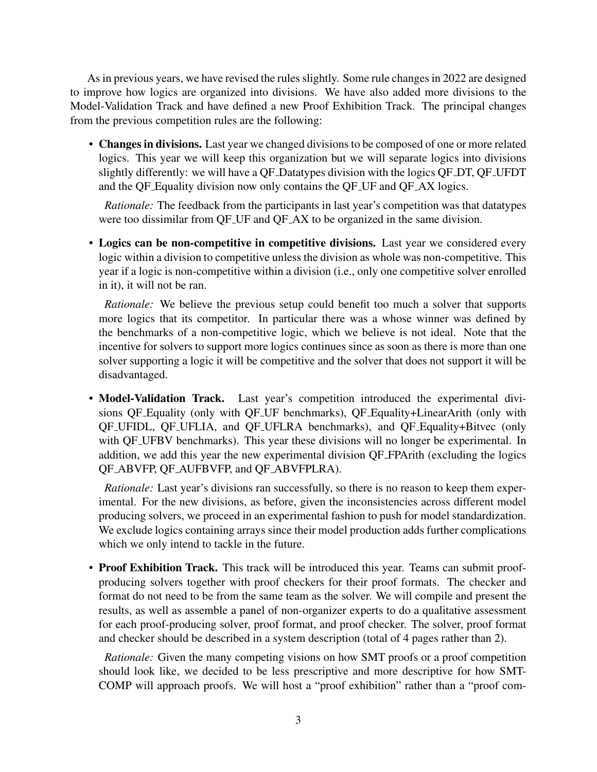As in previous years, we have revised the rules slightly. Some rule changes in 2022 are designed to improve how logics are organized into divisions. We have also added more divisions to the Model-Validation Track and have defined a new Proof Exhibition Track. The principal changes from the previous competition rules are the following:

- **Changes in divisions.** Last year we changed divisions to be composed of one or more related logics. This year we will keep this organization but we will separate logics into divisions slightly differently: we will have a QF_Datatypes division with the logics QF_DT, QF_UFDT and the QF_Equality division now only contains the QF_UF and QF_AX logics.

  *Rationale:* The feedback from the participants in last year's competition was that datatypes were too dissimilar from QF_UF and QF_AX to be organized in the same division.

- **Logics can be non-competitive in competitive divisions.** Last year we considered every logic within a division to competitive unless the division as whole was non-competitive. This year if a logic is non-competitive within a division (i.e., only one competitive solver enrolled in it), it will not be ran.

  *Rationale:* We believe the previous setup could benefit too much a solver that supports more logics that its competitor. In particular there was a whose winner was defined by the benchmarks of a non-competitive logic, which we believe is not ideal. Note that the incentive for solvers to support more logics continues since as soon as there is more than one solver supporting a logic it will be competitive and the solver that does not support it will be disadvantaged.

- **Model-Validation Track.** Last year's competition introduced the experimental divisions QF_Equality (only with QF_UF benchmarks), QF_Equality+LinearArith (only with QF_UFIDL, QF_UFLIA, and QF_UFLRA benchmarks), and QF_Equality+Bitvec (only with QF_UFBV benchmarks). This year these divisions will no longer be experimental. In addition, we add this year the new experimental division QF_FPArith (excluding the logics QF_ABVFP, QF_AUFBVFP, and QF_ABVFPLRA).

  *Rationale:* Last year's divisions ran successfully, so there is no reason to keep them experimental. For the new divisions, as before, given the inconsistencies across different model producing solvers, we proceed in an experimental fashion to push for model standardization. We exclude logics containing arrays since their model production adds further complications which we only intend to tackle in the future.

- **Proof Exhibition Track.** This track will be introduced this year. Teams can submit proof-producing solvers together with proof checkers for their proof formats. The checker and format do not need to be from the same team as the solver. We will compile and present the results, as well as assemble a panel of non-organizer experts to do a qualitative assessment for each proof-producing solver, proof format, and proof checker. The solver, proof format and checker should be described in a system description (total of 4 pages rather than 2).

  *Rationale:* Given the many competing visions on how SMT proofs or a proof competition should look like, we decided to be less prescriptive and more descriptive for how SMT-COMP will approach proofs. We will host a "proof exhibition" rather than a "proof com-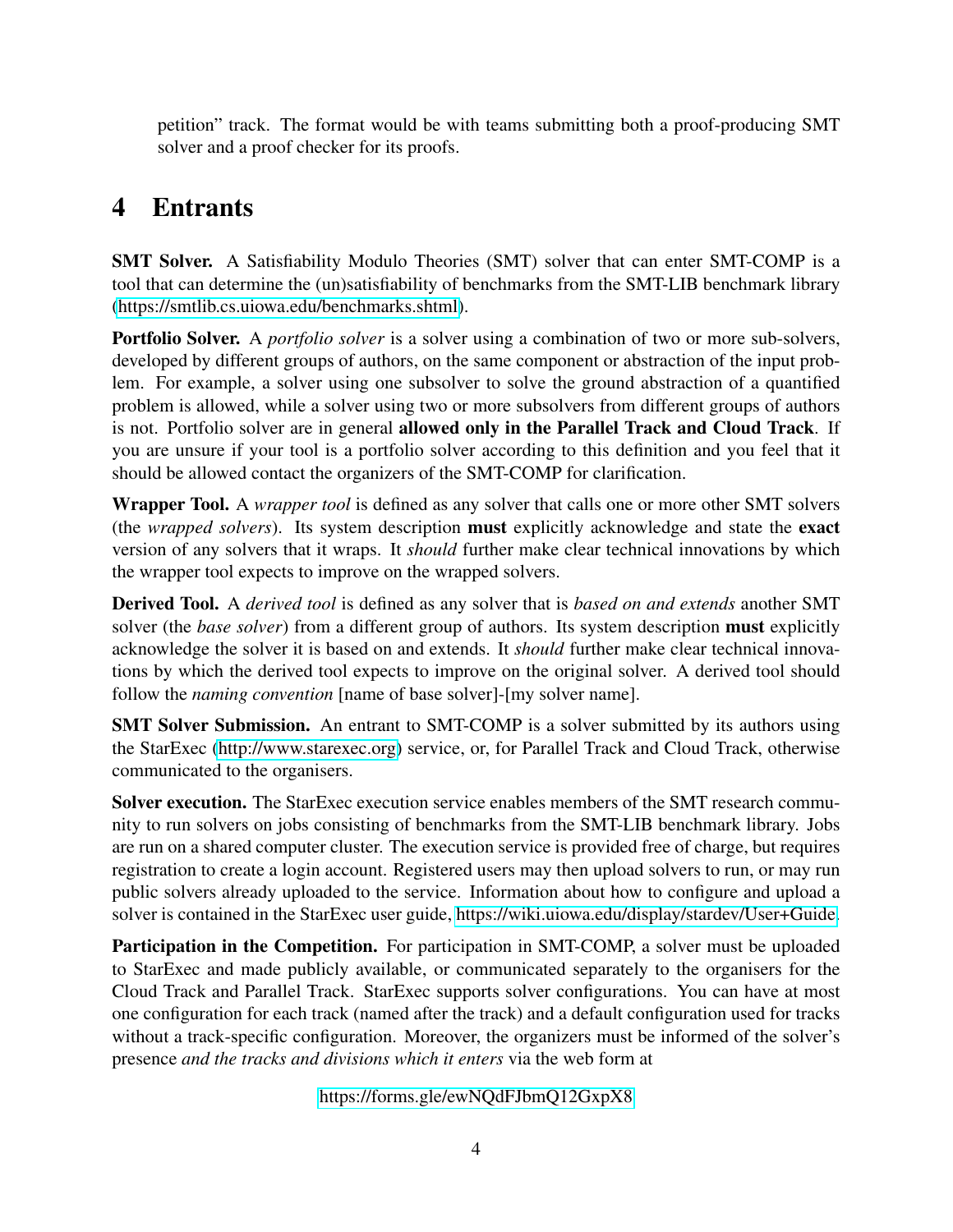petition" track. The format would be with teams submitting both a proof-producing SMT solver and a proof checker for its proofs.

# 4 Entrants

**SMT Solver.** A Satisfiability Modulo Theories (SMT) solver that can enter SMT-COMP is a tool that can determine the (un)satisfiability of benchmarks from the SMT-LIB benchmark library (https://smtlib.cs.uiowa.edu/benchmarks.shtml).

**Portfolio Solver.** A *portfolio solver* is a solver using a combination of two or more sub-solvers, developed by different groups of authors, on the same component or abstraction of the input problem. For example, a solver using one subsolver to solve the ground abstraction of a quantified problem is allowed, while a solver using two or more subsolvers from different groups of authors is not. Portfolio solver are in general **allowed only in the Parallel Track and Cloud Track**. If you are unsure if your tool is a portfolio solver according to this definition and you feel that it should be allowed contact the organizers of the SMT-COMP for clarification.

**Wrapper Tool.** A *wrapper tool* is defined as any solver that calls one or more other SMT solvers (the *wrapped solvers*). Its system description **must** explicitly acknowledge and state the **exact** version of any solvers that it wraps. It *should* further make clear technical innovations by which the wrapper tool expects to improve on the wrapped solvers.

**Derived Tool.** A *derived tool* is defined as any solver that is *based on and extends* another SMT solver (the *base solver*) from a different group of authors. Its system description **must** explicitly acknowledge the solver it is based on and extends. It *should* further make clear technical innovations by which the derived tool expects to improve on the original solver. A derived tool should follow the *naming convention* [name of base solver]-[my solver name].

**SMT Solver Submission.** An entrant to SMT-COMP is a solver submitted by its authors using the StarExec (http://www.starexec.org) service, or, for Parallel Track and Cloud Track, otherwise communicated to the organisers.

**Solver execution.** The StarExec execution service enables members of the SMT research community to run solvers on jobs consisting of benchmarks from the SMT-LIB benchmark library. Jobs are run on a shared computer cluster. The execution service is provided free of charge, but requires registration to create a login account. Registered users may then upload solvers to run, or may run public solvers already uploaded to the service. Information about how to configure and upload a solver is contained in the StarExec user guide, https://wiki.uiowa.edu/display/stardev/User+Guide.

**Participation in the Competition.** For participation in SMT-COMP, a solver must be uploaded to StarExec and made publicly available, or communicated separately to the organisers for the Cloud Track and Parallel Track. StarExec supports solver configurations. You can have at most one configuration for each track (named after the track) and a default configuration used for tracks without a track-specific configuration. Moreover, the organizers must be informed of the solver's presence *and the tracks and divisions which it enters* via the web form at

https://forms.gle/ewNQdFJbmQ12GxpX8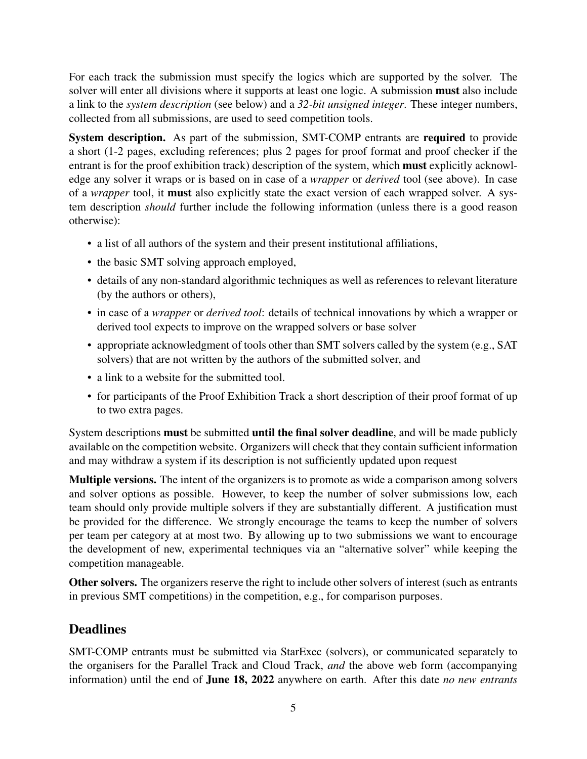For each track the submission must specify the logics which are supported by the solver. The solver will enter all divisions where it supports at least one logic. A submission **must** also include a link to the *system description* (see below) and a *32-bit unsigned integer*. These integer numbers, collected from all submissions, are used to seed competition tools.

**System description.** As part of the submission, SMT-COMP entrants are **required** to provide a short (1-2 pages, excluding references; plus 2 pages for proof format and proof checker if the entrant is for the proof exhibition track) description of the system, which **must** explicitly acknowledge any solver it wraps or is based on in case of a *wrapper* or *derived* tool (see above). In case of a *wrapper* tool, it **must** also explicitly state the exact version of each wrapped solver. A system description *should* further include the following information (unless there is a good reason otherwise):

- a list of all authors of the system and their present institutional affiliations,
- the basic SMT solving approach employed,
- details of any non-standard algorithmic techniques as well as references to relevant literature (by the authors or others),
- in case of a *wrapper* or *derived tool*: details of technical innovations by which a wrapper or derived tool expects to improve on the wrapped solvers or base solver
- appropriate acknowledgment of tools other than SMT solvers called by the system (e.g., SAT solvers) that are not written by the authors of the submitted solver, and
- a link to a website for the submitted tool.
- for participants of the Proof Exhibition Track a short description of their proof format of up to two extra pages.

System descriptions **must** be submitted **until the final solver deadline**, and will be made publicly available on the competition website. Organizers will check that they contain sufficient information and may withdraw a system if its description is not sufficiently updated upon request

**Multiple versions.** The intent of the organizers is to promote as wide a comparison among solvers and solver options as possible. However, to keep the number of solver submissions low, each team should only provide multiple solvers if they are substantially different. A justification must be provided for the difference. We strongly encourage the teams to keep the number of solvers per team per category at at most two. By allowing up to two submissions we want to encourage the development of new, experimental techniques via an "alternative solver" while keeping the competition manageable.

**Other solvers.** The organizers reserve the right to include other solvers of interest (such as entrants in previous SMT competitions) in the competition, e.g., for comparison purposes.

## Deadlines

SMT-COMP entrants must be submitted via StarExec (solvers), or communicated separately to the organisers for the Parallel Track and Cloud Track, *and* the above web form (accompanying information) until the end of **June 18, 2022** anywhere on earth. After this date *no new entrants*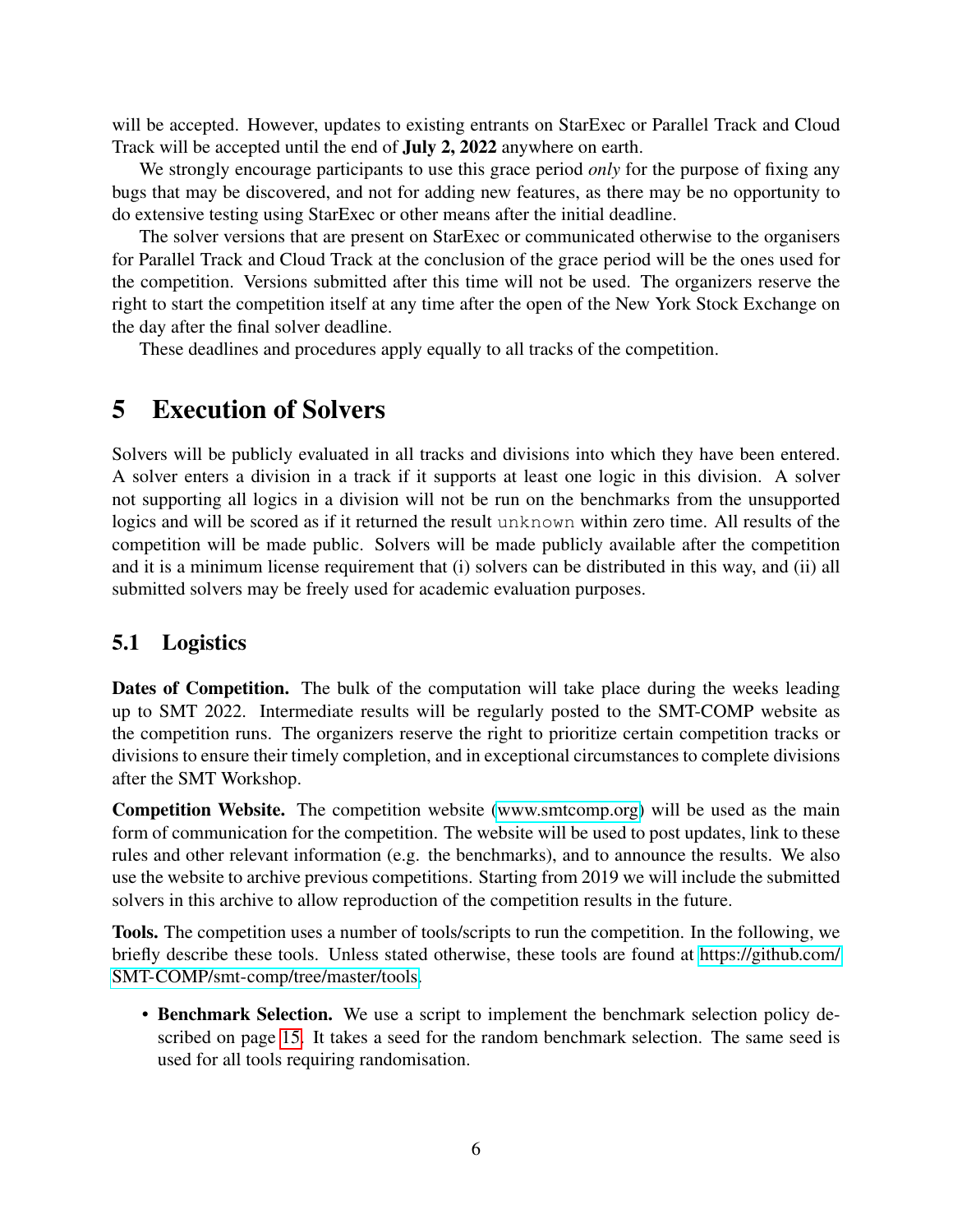will be accepted. However, updates to existing entrants on StarExec or Parallel Track and Cloud Track will be accepted until the end of **July 2, 2022** anywhere on earth.

We strongly encourage participants to use this grace period *only* for the purpose of fixing any bugs that may be discovered, and not for adding new features, as there may be no opportunity to do extensive testing using StarExec or other means after the initial deadline.

The solver versions that are present on StarExec or communicated otherwise to the organisers for Parallel Track and Cloud Track at the conclusion of the grace period will be the ones used for the competition. Versions submitted after this time will not be used. The organizers reserve the right to start the competition itself at any time after the open of the New York Stock Exchange on the day after the final solver deadline.

These deadlines and procedures apply equally to all tracks of the competition.

# 5 Execution of Solvers

Solvers will be publicly evaluated in all tracks and divisions into which they have been entered. A solver enters a division in a track if it supports at least one logic in this division. A solver not supporting all logics in a division will not be run on the benchmarks from the unsupported logics and will be scored as if it returned the result `unknown` within zero time. All results of the competition will be made public. Solvers will be made publicly available after the competition and it is a minimum license requirement that (i) solvers can be distributed in this way, and (ii) all submitted solvers may be freely used for academic evaluation purposes.

## 5.1 Logistics

**Dates of Competition.** The bulk of the computation will take place during the weeks leading up to SMT 2022. Intermediate results will be regularly posted to the SMT-COMP website as the competition runs. The organizers reserve the right to prioritize certain competition tracks or divisions to ensure their timely completion, and in exceptional circumstances to complete divisions after the SMT Workshop.

**Competition Website.** The competition website (www.smtcomp.org) will be used as the main form of communication for the competition. The website will be used to post updates, link to these rules and other relevant information (e.g. the benchmarks), and to announce the results. We also use the website to archive previous competitions. Starting from 2019 we will include the submitted solvers in this archive to allow reproduction of the competition results in the future.

**Tools.** The competition uses a number of tools/scripts to run the competition. In the following, we briefly describe these tools. Unless stated otherwise, these tools are found at https://github.com/SMT-COMP/smt-comp/tree/master/tools.

- **Benchmark Selection.** We use a script to implement the benchmark selection policy described on page 15. It takes a seed for the random benchmark selection. The same seed is used for all tools requiring randomisation.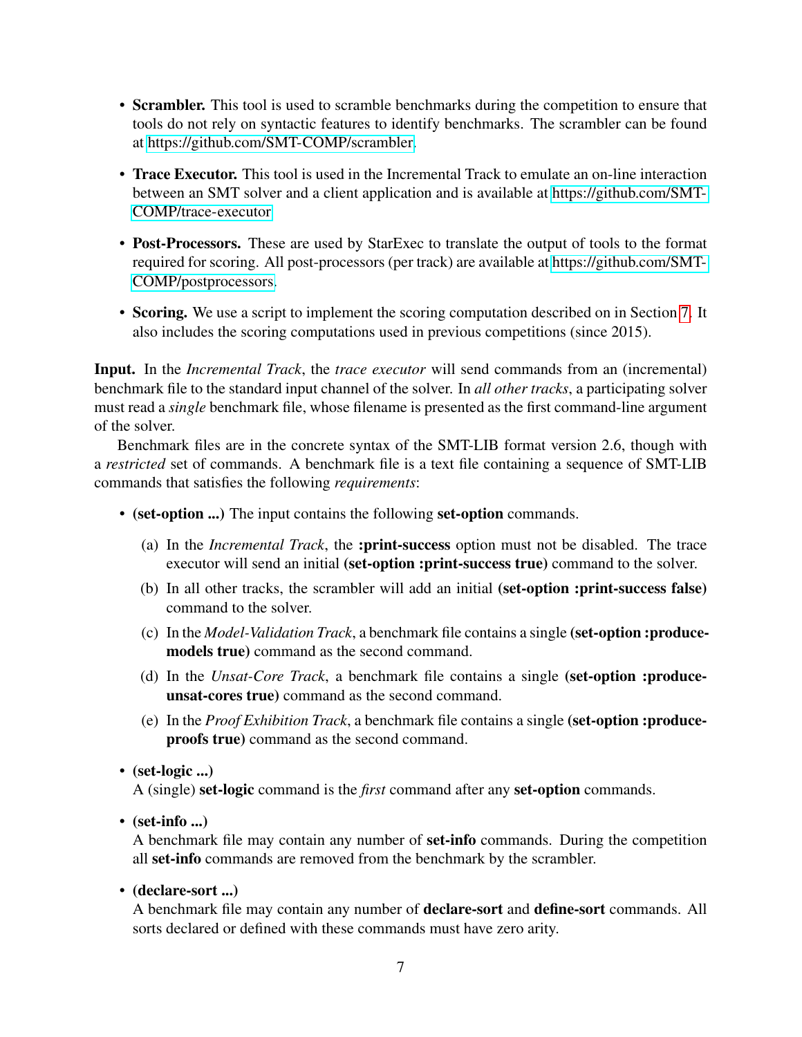- **Scrambler.** This tool is used to scramble benchmarks during the competition to ensure that tools do not rely on syntactic features to identify benchmarks. The scrambler can be found at https://github.com/SMT-COMP/scrambler.
- **Trace Executor.** This tool is used in the Incremental Track to emulate an on-line interaction between an SMT solver and a client application and is available at https://github.com/SMT-COMP/trace-executor
- **Post-Processors.** These are used by StarExec to translate the output of tools to the format required for scoring. All post-processors (per track) are available at https://github.com/SMT-COMP/postprocessors.
- **Scoring.** We use a script to implement the scoring computation described on in Section 7. It also includes the scoring computations used in previous competitions (since 2015).

**Input.** In the *Incremental Track*, the *trace executor* will send commands from an (incremental) benchmark file to the standard input channel of the solver. In *all other tracks*, a participating solver must read a *single* benchmark file, whose filename is presented as the first command-line argument of the solver.

Benchmark files are in the concrete syntax of the SMT-LIB format version 2.6, though with a *restricted* set of commands. A benchmark file is a text file containing a sequence of SMT-LIB commands that satisfies the following *requirements*:

- **(set-option ...)** The input contains the following **set-option** commands.
  - (a) In the *Incremental Track*, the **:print-success** option must not be disabled. The trace executor will send an initial **(set-option :print-success true)** command to the solver.
  - (b) In all other tracks, the scrambler will add an initial **(set-option :print-success false)** command to the solver.
  - (c) In the *Model-Validation Track*, a benchmark file contains a single **(set-option :produce-models true)** command as the second command.
  - (d) In the *Unsat-Core Track*, a benchmark file contains a single **(set-option :produce-unsat-cores true)** command as the second command.
  - (e) In the *Proof Exhibition Track*, a benchmark file contains a single **(set-option :produce-proofs true)** command as the second command.
- **(set-logic ...)**
  A (single) **set-logic** command is the *first* command after any **set-option** commands.
- **(set-info ...)**
  A benchmark file may contain any number of **set-info** commands. During the competition all **set-info** commands are removed from the benchmark by the scrambler.
- **(declare-sort ...)**
  A benchmark file may contain any number of **declare-sort** and **define-sort** commands. All sorts declared or defined with these commands must have zero arity.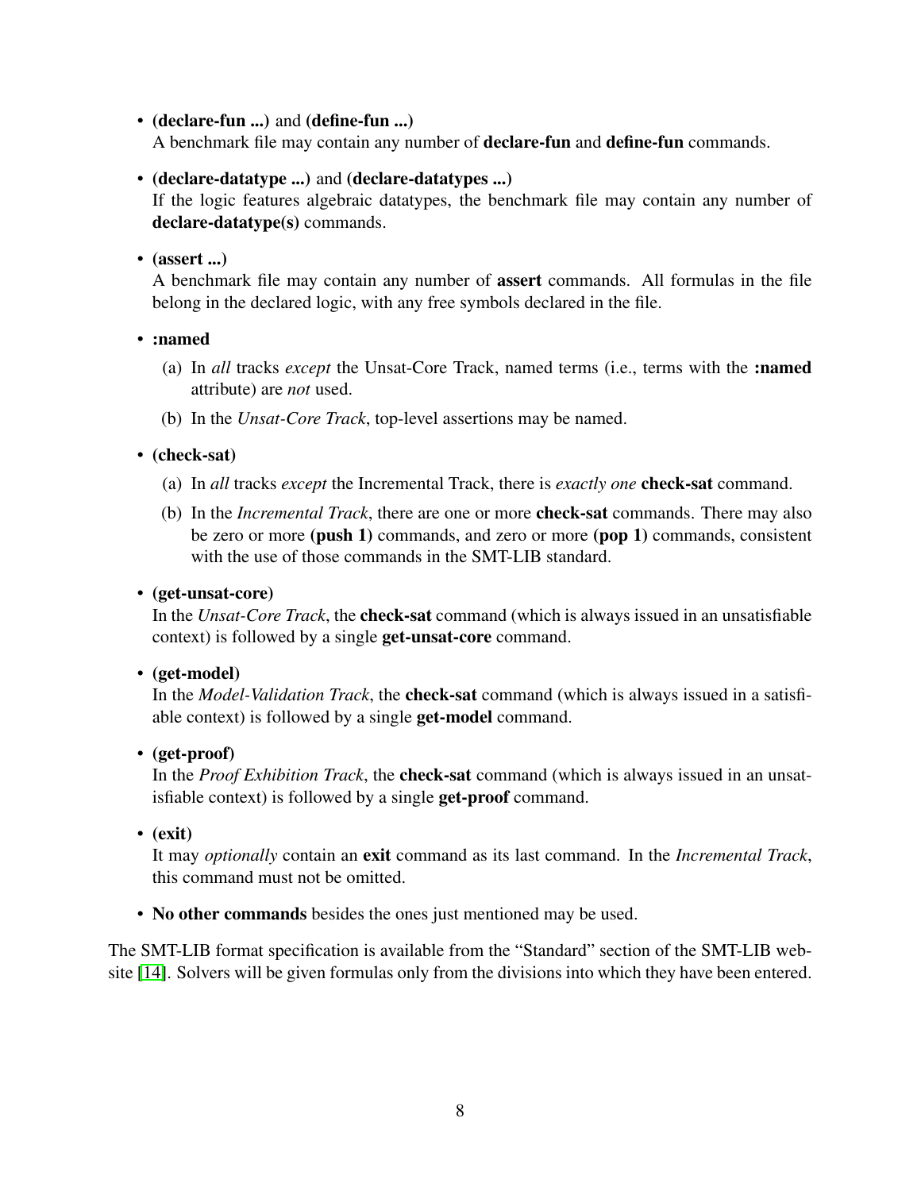- **(declare-fun ...)** and **(define-fun ...)**
  A benchmark file may contain any number of **declare-fun** and **define-fun** commands.

- **(declare-datatype ...)** and **(declare-datatypes ...)**
  If the logic features algebraic datatypes, the benchmark file may contain any number of **declare-datatype(s)** commands.

- **(assert ...)**
  A benchmark file may contain any number of **assert** commands. All formulas in the file belong in the declared logic, with any free symbols declared in the file.

- **:named**
  (a) In *all* tracks *except* the Unsat-Core Track, named terms (i.e., terms with the **:named** attribute) are *not* used.
  (b) In the *Unsat-Core Track*, top-level assertions may be named.

- **(check-sat)**
  (a) In *all* tracks *except* the Incremental Track, there is *exactly one* **check-sat** command.
  (b) In the *Incremental Track*, there are one or more **check-sat** commands. There may also be zero or more **(push 1)** commands, and zero or more **(pop 1)** commands, consistent with the use of those commands in the SMT-LIB standard.

- **(get-unsat-core)**
  In the *Unsat-Core Track*, the **check-sat** command (which is always issued in an unsatisfiable context) is followed by a single **get-unsat-core** command.

- **(get-model)**
  In the *Model-Validation Track*, the **check-sat** command (which is always issued in a satisfiable context) is followed by a single **get-model** command.

- **(get-proof)**
  In the *Proof Exhibition Track*, the **check-sat** command (which is always issued in an unsatisfiable context) is followed by a single **get-proof** command.

- **(exit)**
  It may *optionally* contain an **exit** command as its last command. In the *Incremental Track*, this command must not be omitted.

- **No other commands** besides the ones just mentioned may be used.

The SMT-LIB format specification is available from the "Standard" section of the SMT-LIB website [14]. Solvers will be given formulas only from the divisions into which they have been entered.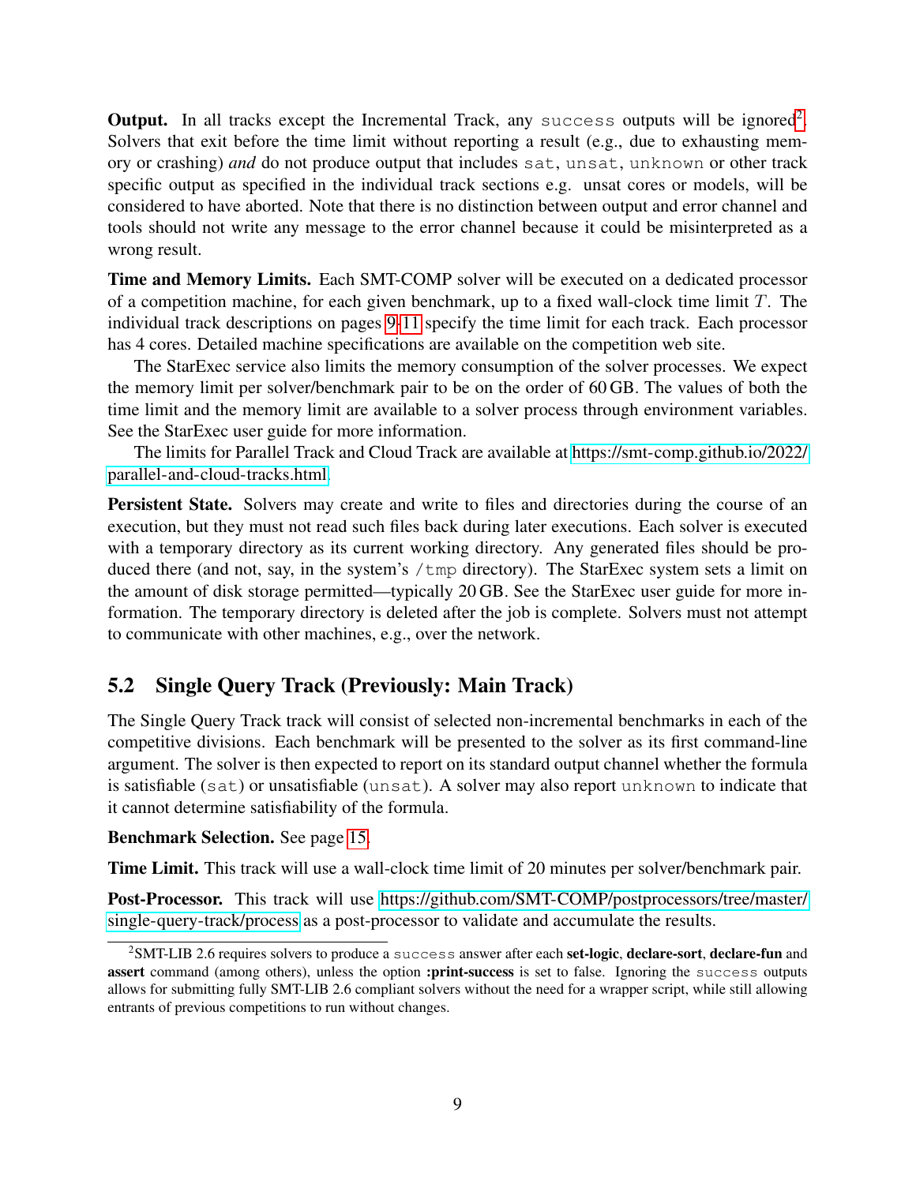**Output.** In all tracks except the Incremental Track, any `success` outputs will be ignored[2]. Solvers that exit before the time limit without reporting a result (e.g., due to exhausting memory or crashing) *and* do not produce output that includes `sat`, `unsat`, `unknown` or other track specific output as specified in the individual track sections e.g. unsat cores or models, will be considered to have aborted. Note that there is no distinction between output and error channel and tools should not write any message to the error channel because it could be misinterpreted as a wrong result.

**Time and Memory Limits.** Each SMT-COMP solver will be executed on a dedicated processor of a competition machine, for each given benchmark, up to a fixed wall-clock time limit $T$. The individual track descriptions on pages 9-11 specify the time limit for each track. Each processor has 4 cores. Detailed machine specifications are available on the competition web site.

The StarExec service also limits the memory consumption of the solver processes. We expect the memory limit per solver/benchmark pair to be on the order of 60 GB. The values of both the time limit and the memory limit are available to a solver process through environment variables. See the StarExec user guide for more information.

The limits for Parallel Track and Cloud Track are available at https://smt-comp.github.io/2022/parallel-and-cloud-tracks.html.

**Persistent State.** Solvers may create and write to files and directories during the course of an execution, but they must not read such files back during later executions. Each solver is executed with a temporary directory as its current working directory. Any generated files should be produced there (and not, say, in the system's `/tmp` directory). The StarExec system sets a limit on the amount of disk storage permitted—typically 20 GB. See the StarExec user guide for more information. The temporary directory is deleted after the job is complete. Solvers must not attempt to communicate with other machines, e.g., over the network.

## 5.2 Single Query Track (Previously: Main Track)

The Single Query Track track will consist of selected non-incremental benchmarks in each of the competitive divisions. Each benchmark will be presented to the solver as its first command-line argument. The solver is then expected to report on its standard output channel whether the formula is satisfiable (`sat`) or unsatisfiable (`unsat`). A solver may also report `unknown` to indicate that it cannot determine satisfiability of the formula.

**Benchmark Selection.** See page 15.

**Time Limit.** This track will use a wall-clock time limit of 20 minutes per solver/benchmark pair.

**Post-Processor.** This track will use https://github.com/SMT-COMP/postprocessors/tree/master/single-query-track/process as a post-processor to validate and accumulate the results.

[2] SMT-LIB 2.6 requires solvers to produce a `success` answer after each **set-logic**, **declare-sort**, **declare-fun** and **assert** command (among others), unless the option **:print-success** is set to false. Ignoring the `success` outputs allows for submitting fully SMT-LIB 2.6 compliant solvers without the need for a wrapper script, while still allowing entrants of previous competitions to run without changes.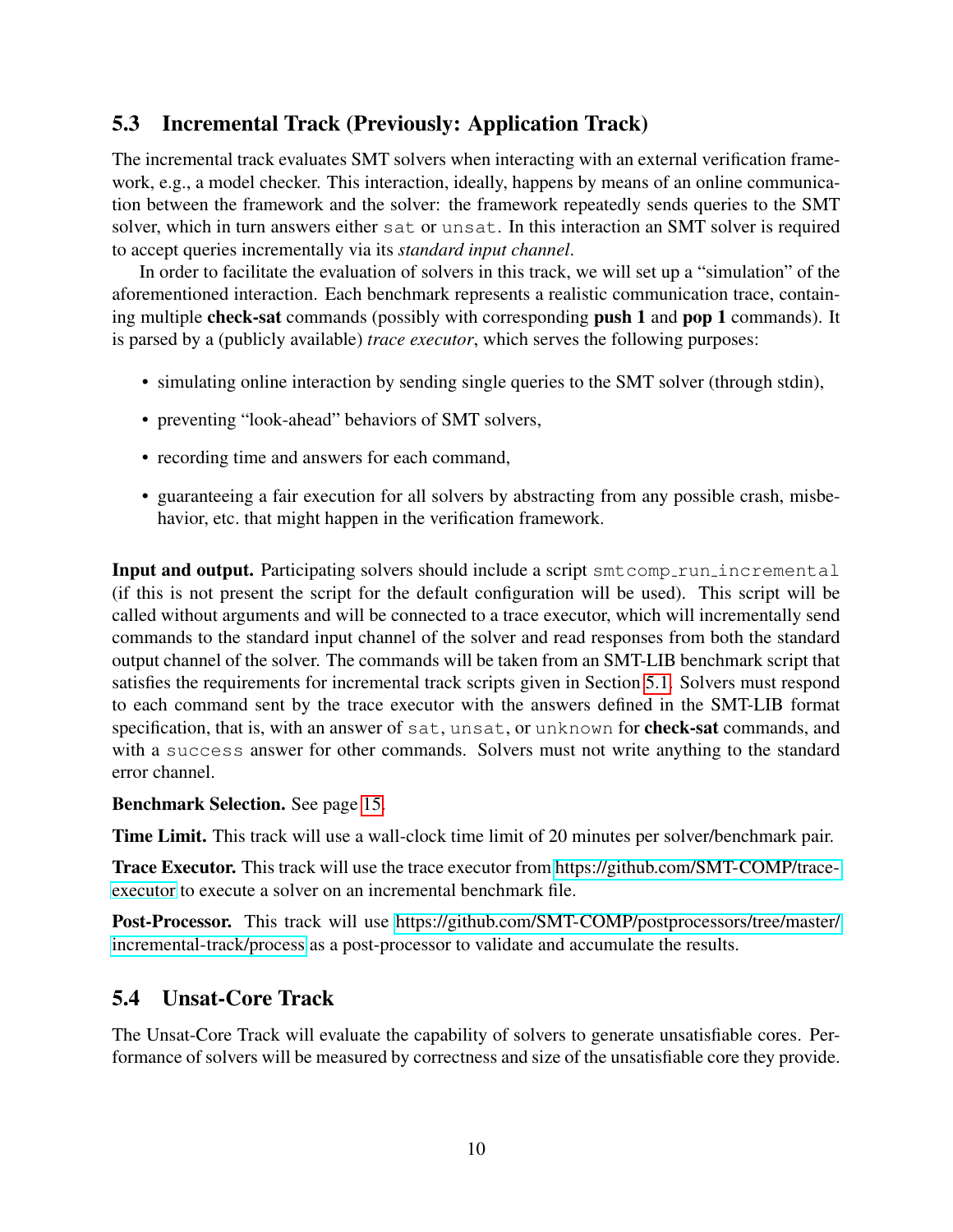## 5.3 Incremental Track (Previously: Application Track)

The incremental track evaluates SMT solvers when interacting with an external verification framework, e.g., a model checker. This interaction, ideally, happens by means of an online communication between the framework and the solver: the framework repeatedly sends queries to the SMT solver, which in turn answers either `sat` or `unsat`. In this interaction an SMT solver is required to accept queries incrementally via its *standard input channel*.

In order to facilitate the evaluation of solvers in this track, we will set up a "simulation" of the aforementioned interaction. Each benchmark represents a realistic communication trace, containing multiple **check-sat** commands (possibly with corresponding **push 1** and **pop 1** commands). It is parsed by a (publicly available) *trace executor*, which serves the following purposes:

- simulating online interaction by sending single queries to the SMT solver (through stdin),
- preventing "look-ahead" behaviors of SMT solvers,
- recording time and answers for each command,
- guaranteeing a fair execution for all solvers by abstracting from any possible crash, misbehavior, etc. that might happen in the verification framework.

**Input and output.** Participating solvers should include a script `smtcomp_run_incremental` (if this is not present the script for the default configuration will be used). This script will be called without arguments and will be connected to a trace executor, which will incrementally send commands to the standard input channel of the solver and read responses from both the standard output channel of the solver. The commands will be taken from an SMT-LIB benchmark script that satisfies the requirements for incremental track scripts given in Section 5.1. Solvers must respond to each command sent by the trace executor with the answers defined in the SMT-LIB format specification, that is, with an answer of `sat`, `unsat`, or `unknown` for **check-sat** commands, and with a `success` answer for other commands. Solvers must not write anything to the standard error channel.

**Benchmark Selection.** See page 15.

**Time Limit.** This track will use a wall-clock time limit of 20 minutes per solver/benchmark pair.

**Trace Executor.** This track will use the trace executor from https://github.com/SMT-COMP/trace-executor to execute a solver on an incremental benchmark file.

**Post-Processor.** This track will use https://github.com/SMT-COMP/postprocessors/tree/master/incremental-track/process as a post-processor to validate and accumulate the results.

## 5.4 Unsat-Core Track

The Unsat-Core Track will evaluate the capability of solvers to generate unsatisfiable cores. Performance of solvers will be measured by correctness and size of the unsatisfiable core they provide.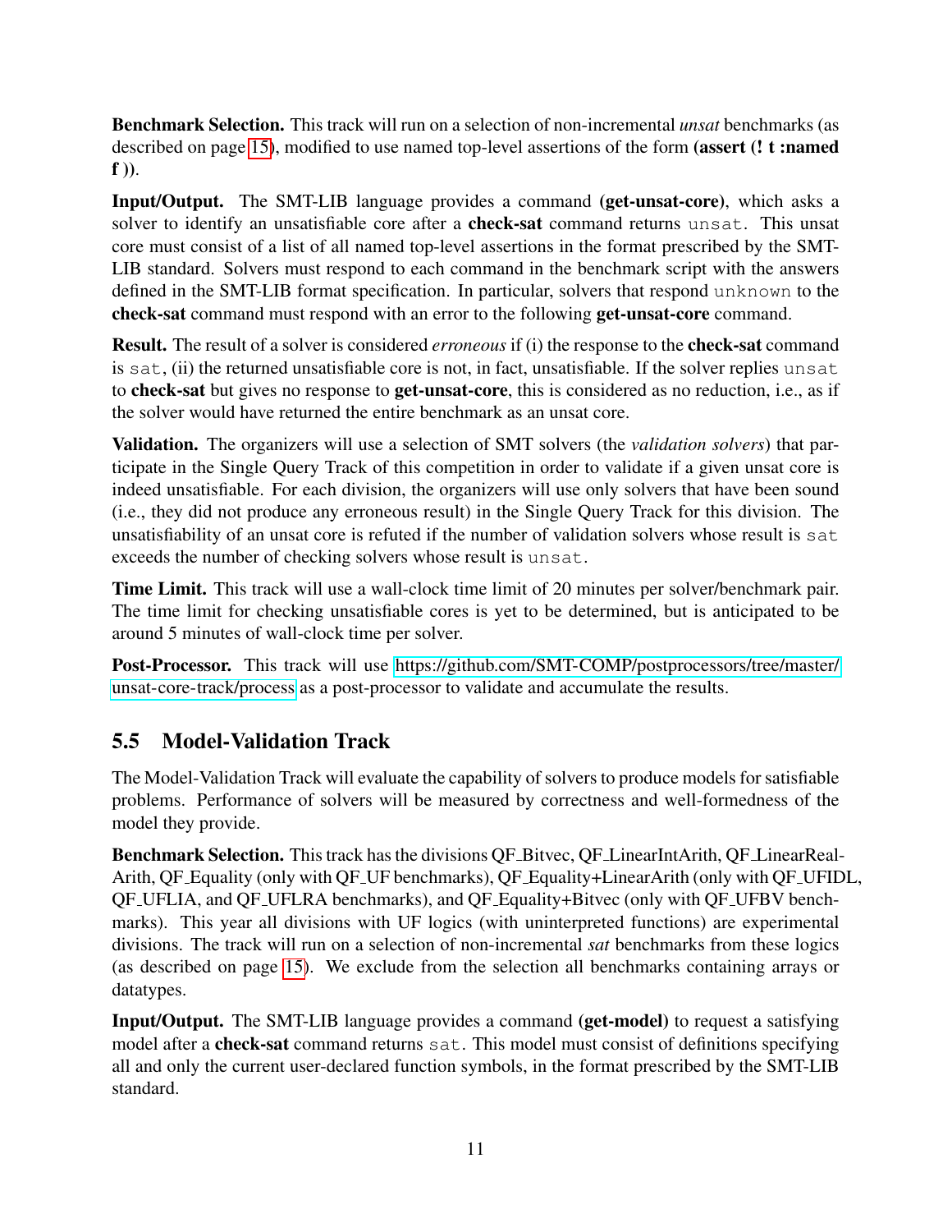**Benchmark Selection.** This track will run on a selection of non-incremental *unsat* benchmarks (as described on page 15), modified to use named top-level assertions of the form **(assert (! t :named f ))**.

**Input/Output.** The SMT-LIB language provides a command **(get-unsat-core)**, which asks a solver to identify an unsatisfiable core after a **check-sat** command returns `unsat`. This unsat core must consist of a list of all named top-level assertions in the format prescribed by the SMT-LIB standard. Solvers must respond to each command in the benchmark script with the answers defined in the SMT-LIB format specification. In particular, solvers that respond `unknown` to the **check-sat** command must respond with an error to the following **get-unsat-core** command.

**Result.** The result of a solver is considered *erroneous* if (i) the response to the **check-sat** command is `sat`, (ii) the returned unsatisfiable core is not, in fact, unsatisfiable. If the solver replies `unsat` to **check-sat** but gives no response to **get-unsat-core**, this is considered as no reduction, i.e., as if the solver would have returned the entire benchmark as an unsat core.

**Validation.** The organizers will use a selection of SMT solvers (the *validation solvers*) that participate in the Single Query Track of this competition in order to validate if a given unsat core is indeed unsatisfiable. For each division, the organizers will use only solvers that have been sound (i.e., they did not produce any erroneous result) in the Single Query Track for this division. The unsatisfiability of an unsat core is refuted if the number of validation solvers whose result is `sat` exceeds the number of checking solvers whose result is `unsat`.

**Time Limit.** This track will use a wall-clock time limit of 20 minutes per solver/benchmark pair. The time limit for checking unsatisfiable cores is yet to be determined, but is anticipated to be around 5 minutes of wall-clock time per solver.

**Post-Processor.** This track will use https://github.com/SMT-COMP/postprocessors/tree/master/unsat-core-track/process as a post-processor to validate and accumulate the results.

## 5.5 Model-Validation Track

The Model-Validation Track will evaluate the capability of solvers to produce models for satisfiable problems. Performance of solvers will be measured by correctness and well-formedness of the model they provide.

**Benchmark Selection.** This track has the divisions QF_Bitvec, QF_LinearIntArith, QF_LinearRealArith, QF_Equality (only with QF_UF benchmarks), QF_Equality+LinearArith (only with QF_UFIDL, QF_UFLIA, and QF_UFLRA benchmarks), and QF_Equality+Bitvec (only with QF_UFBV benchmarks). This year all divisions with UF logics (with uninterpreted functions) are experimental divisions. The track will run on a selection of non-incremental *sat* benchmarks from these logics (as described on page 15). We exclude from the selection all benchmarks containing arrays or datatypes.

**Input/Output.** The SMT-LIB language provides a command **(get-model)** to request a satisfying model after a **check-sat** command returns `sat`. This model must consist of definitions specifying all and only the current user-declared function symbols, in the format prescribed by the SMT-LIB standard.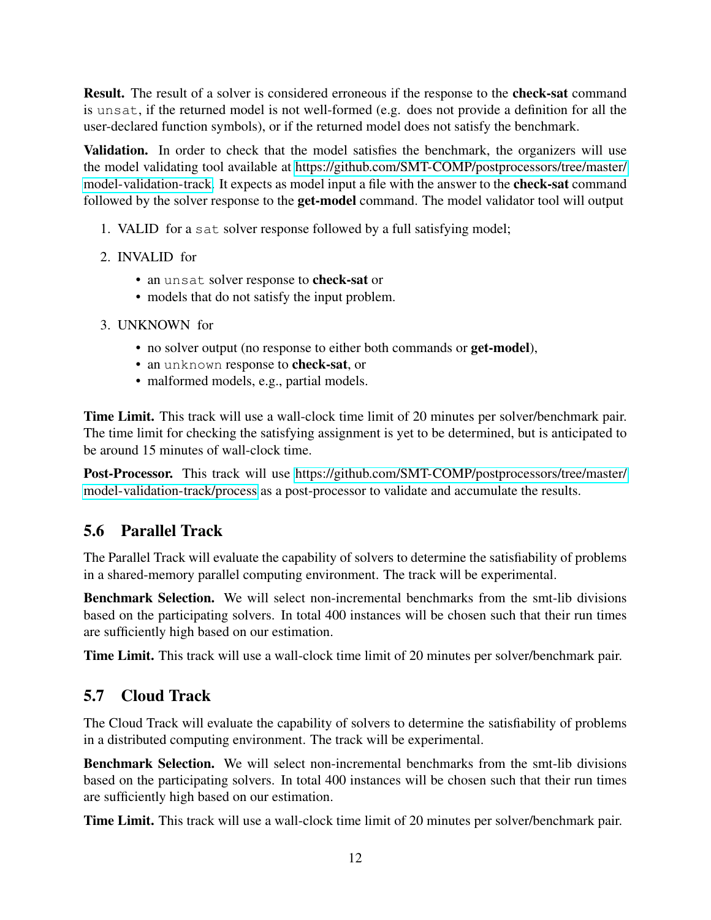**Result.** The result of a solver is considered erroneous if the response to the **check-sat** command is `unsat`, if the returned model is not well-formed (e.g. does not provide a definition for all the user-declared function symbols), or if the returned model does not satisfy the benchmark.

**Validation.** In order to check that the model satisfies the benchmark, the organizers will use the model validating tool available at https://github.com/SMT-COMP/postprocessors/tree/master/model-validation-track. It expects as model input a file with the answer to the **check-sat** command followed by the solver response to the **get-model** command. The model validator tool will output

1. VALID for a `sat` solver response followed by a full satisfying model;
2. INVALID for
   - an `unsat` solver response to **check-sat** or
   - models that do not satisfy the input problem.
3. UNKNOWN for
   - no solver output (no response to either both commands or **get-model**),
   - an `unknown` response to **check-sat**, or
   - malformed models, e.g., partial models.

**Time Limit.** This track will use a wall-clock time limit of 20 minutes per solver/benchmark pair. The time limit for checking the satisfying assignment is yet to be determined, but is anticipated to be around 15 minutes of wall-clock time.

**Post-Processor.** This track will use https://github.com/SMT-COMP/postprocessors/tree/master/model-validation-track/process as a post-processor to validate and accumulate the results.

## 5.6 Parallel Track

The Parallel Track will evaluate the capability of solvers to determine the satisfiability of problems in a shared-memory parallel computing environment. The track will be experimental.

**Benchmark Selection.** We will select non-incremental benchmarks from the smt-lib divisions based on the participating solvers. In total 400 instances will be chosen such that their run times are sufficiently high based on our estimation.

**Time Limit.** This track will use a wall-clock time limit of 20 minutes per solver/benchmark pair.

## 5.7 Cloud Track

The Cloud Track will evaluate the capability of solvers to determine the satisfiability of problems in a distributed computing environment. The track will be experimental.

**Benchmark Selection.** We will select non-incremental benchmarks from the smt-lib divisions based on the participating solvers. In total 400 instances will be chosen such that their run times are sufficiently high based on our estimation.

**Time Limit.** This track will use a wall-clock time limit of 20 minutes per solver/benchmark pair.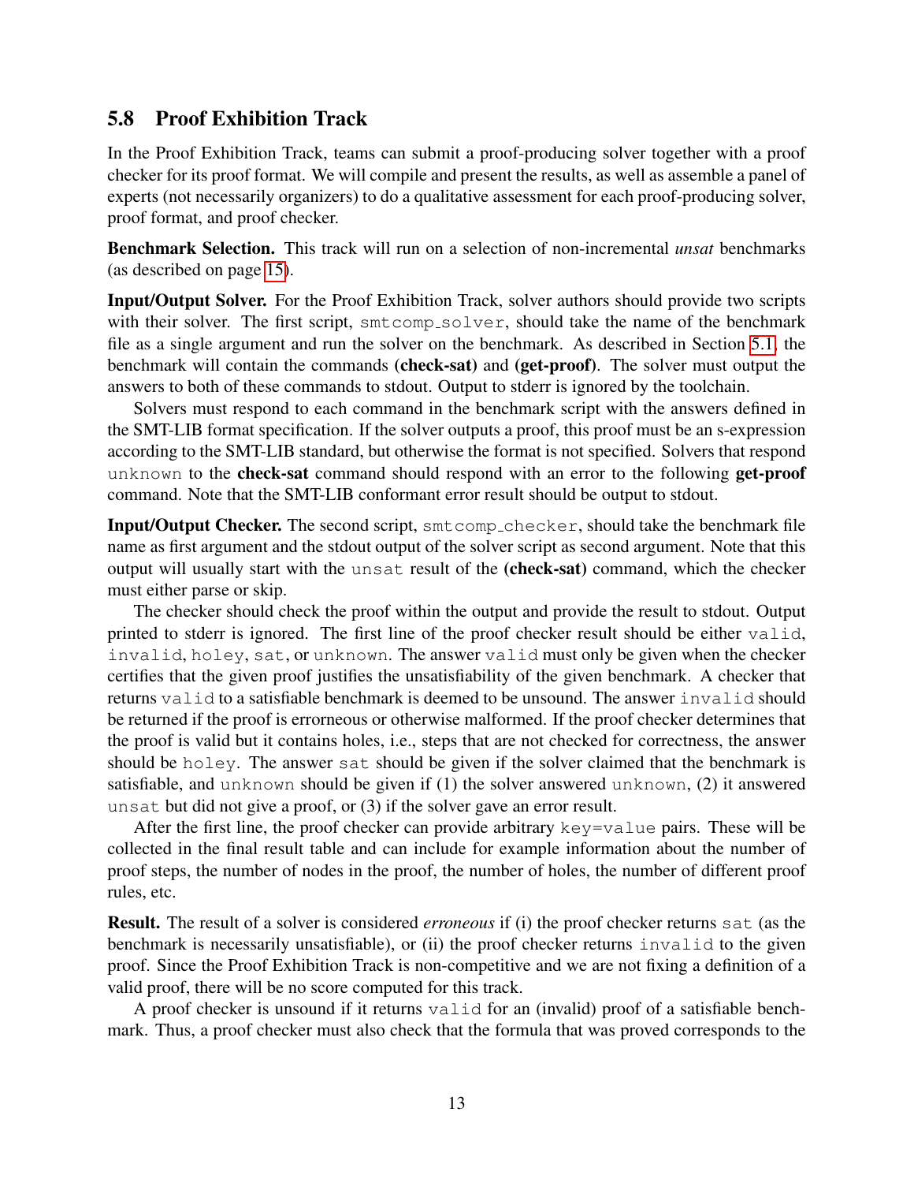### 5.8 Proof Exhibition Track

In the Proof Exhibition Track, teams can submit a proof-producing solver together with a proof checker for its proof format. We will compile and present the results, as well as assemble a panel of experts (not necessarily organizers) to do a qualitative assessment for each proof-producing solver, proof format, and proof checker.

**Benchmark Selection.** This track will run on a selection of non-incremental *unsat* benchmarks (as described on page 15).

**Input/Output Solver.** For the Proof Exhibition Track, solver authors should provide two scripts with their solver. The first script, `smtcomp_solver`, should take the name of the benchmark file as a single argument and run the solver on the benchmark. As described in Section 5.1, the benchmark will contain the commands **(check-sat)** and **(get-proof)**. The solver must output the answers to both of these commands to stdout. Output to stderr is ignored by the toolchain.

Solvers must respond to each command in the benchmark script with the answers defined in the SMT-LIB format specification. If the solver outputs a proof, this proof must be an s-expression according to the SMT-LIB standard, but otherwise the format is not specified. Solvers that respond `unknown` to the **check-sat** command should respond with an error to the following **get-proof** command. Note that the SMT-LIB conformant error result should be output to stdout.

**Input/Output Checker.** The second script, `smtcomp_checker`, should take the benchmark file name as first argument and the stdout output of the solver script as second argument. Note that this output will usually start with the `unsat` result of the **(check-sat)** command, which the checker must either parse or skip.

The checker should check the proof within the output and provide the result to stdout. Output printed to stderr is ignored. The first line of the proof checker result should be either `valid`, `invalid`, `holey`, `sat`, or `unknown`. The answer `valid` must only be given when the checker certifies that the given proof justifies the unsatisfiability of the given benchmark. A checker that returns `valid` to a satisfiable benchmark is deemed to be unsound. The answer `invalid` should be returned if the proof is errorneous or otherwise malformed. If the proof checker determines that the proof is valid but it contains holes, i.e., steps that are not checked for correctness, the answer should be `holey`. The answer `sat` should be given if the solver claimed that the benchmark is satisfiable, and `unknown` should be given if (1) the solver answered `unknown`, (2) it answered `unsat` but did not give a proof, or (3) if the solver gave an error result.

After the first line, the proof checker can provide arbitrary `key=value` pairs. These will be collected in the final result table and can include for example information about the number of proof steps, the number of nodes in the proof, the number of holes, the number of different proof rules, etc.

**Result.** The result of a solver is considered *erroneous* if (i) the proof checker returns `sat` (as the benchmark is necessarily unsatisfiable), or (ii) the proof checker returns `invalid` to the given proof. Since the Proof Exhibition Track is non-competitive and we are not fixing a definition of a valid proof, there will be no score computed for this track.

A proof checker is unsound if it returns `valid` for an (invalid) proof of a satisfiable benchmark. Thus, a proof checker must also check that the formula that was proved corresponds to the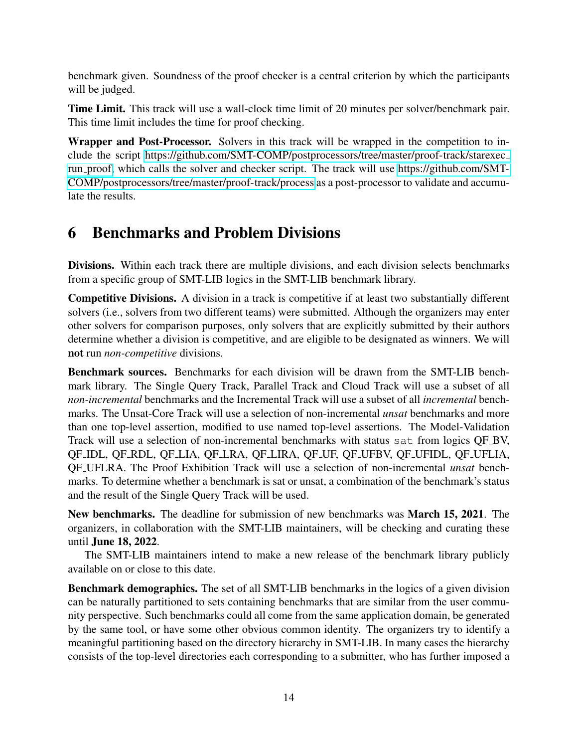benchmark given. Soundness of the proof checker is a central criterion by which the participants will be judged.

**Time Limit.** This track will use a wall-clock time limit of 20 minutes per solver/benchmark pair. This time limit includes the time for proof checking.

**Wrapper and Post-Processor.** Solvers in this track will be wrapped in the competition to include the script https://github.com/SMT-COMP/postprocessors/tree/master/proof-track/starexec_run_proof, which calls the solver and checker script. The track will use https://github.com/SMT-COMP/postprocessors/tree/master/proof-track/process as a post-processor to validate and accumulate the results.

# 6 Benchmarks and Problem Divisions

**Divisions.** Within each track there are multiple divisions, and each division selects benchmarks from a specific group of SMT-LIB logics in the SMT-LIB benchmark library.

**Competitive Divisions.** A division in a track is competitive if at least two substantially different solvers (i.e., solvers from two different teams) were submitted. Although the organizers may enter other solvers for comparison purposes, only solvers that are explicitly submitted by their authors determine whether a division is competitive, and are eligible to be designated as winners. We will **not** run *non-competitive* divisions.

**Benchmark sources.** Benchmarks for each division will be drawn from the SMT-LIB benchmark library. The Single Query Track, Parallel Track and Cloud Track will use a subset of all *non-incremental* benchmarks and the Incremental Track will use a subset of all *incremental* benchmarks. The Unsat-Core Track will use a selection of non-incremental *unsat* benchmarks and more than one top-level assertion, modified to use named top-level assertions. The Model-Validation Track will use a selection of non-incremental benchmarks with status `sat` from logics QF_BV, QF_IDL, QF_RDL, QF_LIA, QF_LRA, QF_LIRA, QF_UF, QF_UFBV, QF_UFIDL, QF_UFLIA, QF_UFLRA. The Proof Exhibition Track will use a selection of non-incremental *unsat* benchmarks. To determine whether a benchmark is sat or unsat, a combination of the benchmark's status and the result of the Single Query Track will be used.

**New benchmarks.** The deadline for submission of new benchmarks was **March 15, 2021**. The organizers, in collaboration with the SMT-LIB maintainers, will be checking and curating these until **June 18, 2022**.

The SMT-LIB maintainers intend to make a new release of the benchmark library publicly available on or close to this date.

**Benchmark demographics.** The set of all SMT-LIB benchmarks in the logics of a given division can be naturally partitioned to sets containing benchmarks that are similar from the user community perspective. Such benchmarks could all come from the same application domain, be generated by the same tool, or have some other obvious common identity. The organizers try to identify a meaningful partitioning based on the directory hierarchy in SMT-LIB. In many cases the hierarchy consists of the top-level directories each corresponding to a submitter, who has further imposed a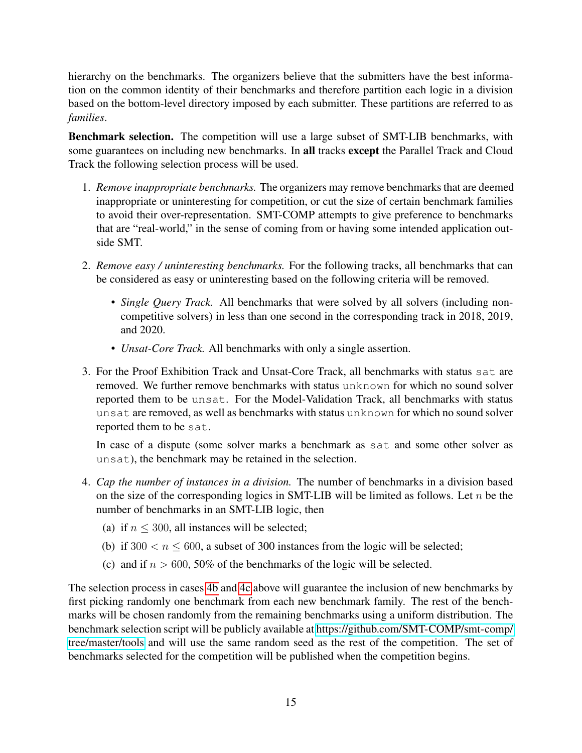hierarchy on the benchmarks. The organizers believe that the submitters have the best information on the common identity of their benchmarks and therefore partition each logic in a division based on the bottom-level directory imposed by each submitter. These partitions are referred to as *families*.

**Benchmark selection.** The competition will use a large subset of SMT-LIB benchmarks, with some guarantees on including new benchmarks. In **all** tracks **except** the Parallel Track and Cloud Track the following selection process will be used.

1. *Remove inappropriate benchmarks.* The organizers may remove benchmarks that are deemed inappropriate or uninteresting for competition, or cut the size of certain benchmark families to avoid their over-representation. SMT-COMP attempts to give preference to benchmarks that are "real-world," in the sense of coming from or having some intended application outside SMT.
2. *Remove easy / uninteresting benchmarks.* For the following tracks, all benchmarks that can be considered as easy or uninteresting based on the following criteria will be removed.
   - *Single Query Track.* All benchmarks that were solved by all solvers (including non-competitive solvers) in less than one second in the corresponding track in 2018, 2019, and 2020.
   - *Unsat-Core Track.* All benchmarks with only a single assertion.
3. For the Proof Exhibition Track and Unsat-Core Track, all benchmarks with status `sat` are removed. We further remove benchmarks with status `unknown` for which no sound solver reported them to be `unsat`. For the Model-Validation Track, all benchmarks with status `unsat` are removed, as well as benchmarks with status `unknown` for which no sound solver reported them to be `sat`.

   In case of a dispute (some solver marks a benchmark as `sat` and some other solver as `unsat`), the benchmark may be retained in the selection.
4. *Cap the number of instances in a division.* The number of benchmarks in a division based on the size of the corresponding logics in SMT-LIB will be limited as follows. Let $n$ be the number of benchmarks in an SMT-LIB logic, then
   (a) if $n \leq 300$, all instances will be selected;
   (b) if $300 < n \leq 600$, a subset of 300 instances from the logic will be selected;
   (c) and if $n > 600$, 50% of the benchmarks of the logic will be selected.

The selection process in cases 4b and 4c above will guarantee the inclusion of new benchmarks by first picking randomly one benchmark from each new benchmark family. The rest of the benchmarks will be chosen randomly from the remaining benchmarks using a uniform distribution. The benchmark selection script will be publicly available at https://github.com/SMT-COMP/smt-comp/tree/master/tools and will use the same random seed as the rest of the competition. The set of benchmarks selected for the competition will be published when the competition begins.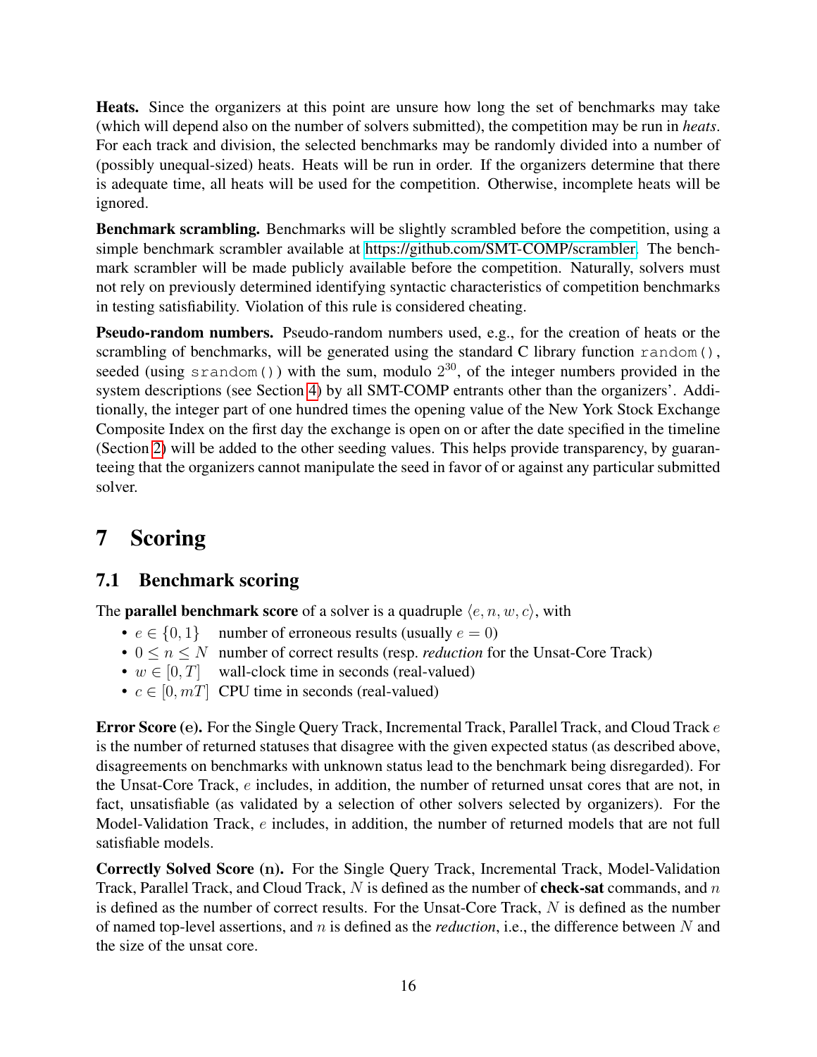**Heats.** Since the organizers at this point are unsure how long the set of benchmarks may take (which will depend also on the number of solvers submitted), the competition may be run in *heats*. For each track and division, the selected benchmarks may be randomly divided into a number of (possibly unequal-sized) heats. Heats will be run in order. If the organizers determine that there is adequate time, all heats will be used for the competition. Otherwise, incomplete heats will be ignored.

**Benchmark scrambling.** Benchmarks will be slightly scrambled before the competition, using a simple benchmark scrambler available at https://github.com/SMT-COMP/scrambler. The benchmark scrambler will be made publicly available before the competition. Naturally, solvers must not rely on previously determined identifying syntactic characteristics of competition benchmarks in testing satisfiability. Violation of this rule is considered cheating.

**Pseudo-random numbers.** Pseudo-random numbers used, e.g., for the creation of heats or the scrambling of benchmarks, will be generated using the standard C library function `random()`, seeded (using `srandom()`) with the sum, modulo $2^{30}$, of the integer numbers provided in the system descriptions (see Section 4) by all SMT-COMP entrants other than the organizers'. Additionally, the integer part of one hundred times the opening value of the New York Stock Exchange Composite Index on the first day the exchange is open on or after the date specified in the timeline (Section 2) will be added to the other seeding values. This helps provide transparency, by guaranteeing that the organizers cannot manipulate the seed in favor of or against any particular submitted solver.

# 7 Scoring

## 7.1 Benchmark scoring

The **parallel benchmark score** of a solver is a quadruple $\langle e, n, w, c \rangle$, with

- $e \in \{0, 1\}$ number of erroneous results (usually $e = 0$)
- $0 \leq n \leq N$ number of correct results (resp. *reduction* for the Unsat-Core Track)
- $w \in [0, T]$ wall-clock time in seconds (real-valued)
- $c \in [0, mT]$ CPU time in seconds (real-valued)

**Error Score (e).** For the Single Query Track, Incremental Track, Parallel Track, and Cloud Track $e$ is the number of returned statuses that disagree with the given expected status (as described above, disagreements on benchmarks with unknown status lead to the benchmark being disregarded). For the Unsat-Core Track, $e$ includes, in addition, the number of returned unsat cores that are not, in fact, unsatisfiable (as validated by a selection of other solvers selected by organizers). For the Model-Validation Track, $e$ includes, in addition, the number of returned models that are not full satisfiable models.

**Correctly Solved Score (n).** For the Single Query Track, Incremental Track, Model-Validation Track, Parallel Track, and Cloud Track, $N$ is defined as the number of **check-sat** commands, and $n$ is defined as the number of correct results. For the Unsat-Core Track, $N$ is defined as the number of named top-level assertions, and $n$ is defined as the *reduction*, i.e., the difference between $N$ and the size of the unsat core.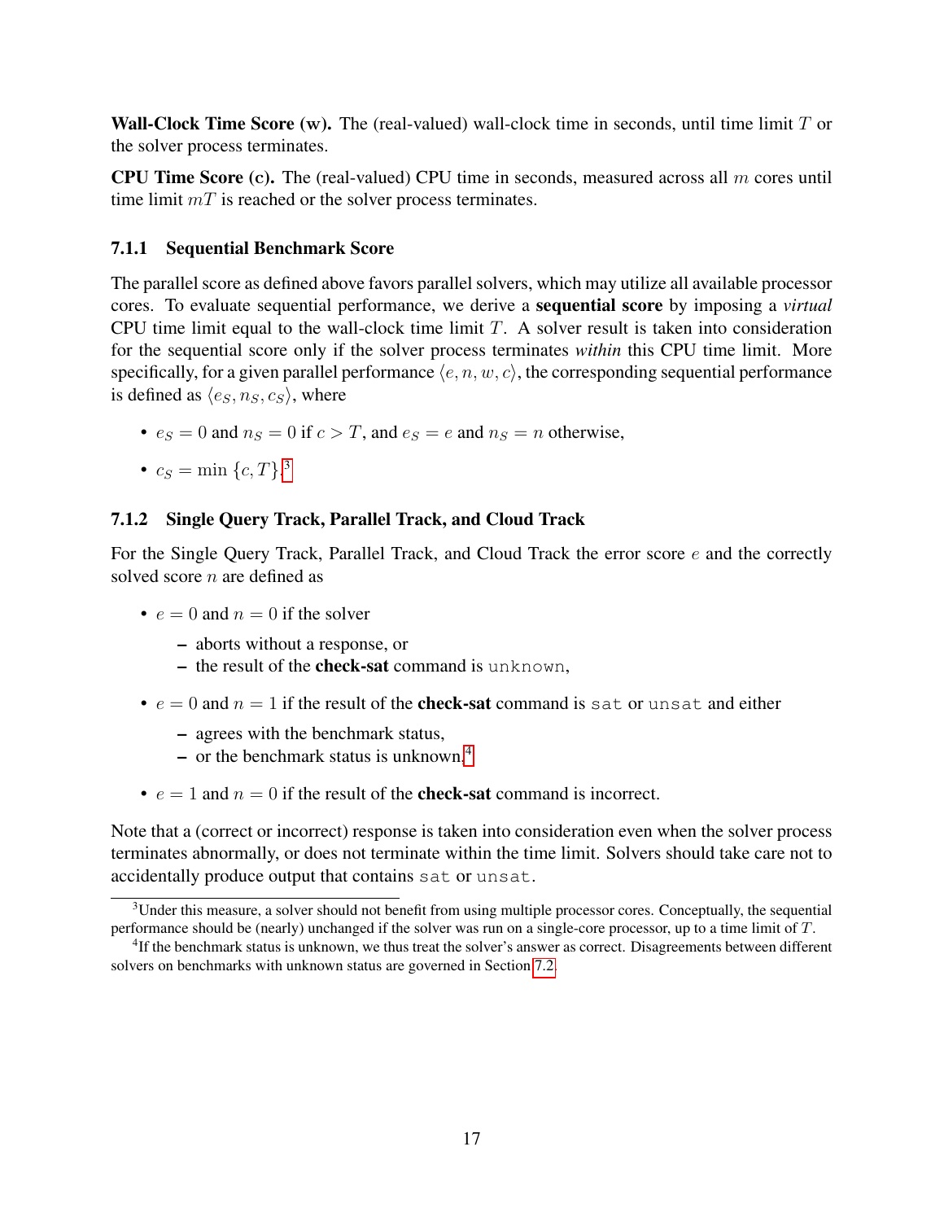**Wall-Clock Time Score (w).** The (real-valued) wall-clock time in seconds, until time limit $T$ or the solver process terminates.

**CPU Time Score (c).** The (real-valued) CPU time in seconds, measured across all $m$ cores until time limit $mT$ is reached or the solver process terminates.

### 7.1.1 Sequential Benchmark Score

The parallel score as defined above favors parallel solvers, which may utilize all available processor cores. To evaluate sequential performance, we derive a **sequential score** by imposing a *virtual* CPU time limit equal to the wall-clock time limit $T$. A solver result is taken into consideration for the sequential score only if the solver process terminates *within* this CPU time limit. More specifically, for a given parallel performance $\langle e, n, w, c\rangle$, the corresponding sequential performance is defined as $\langle e_S, n_S, c_S\rangle$, where

- $e_S = 0$ and $n_S = 0$ if $c > T$, and $e_S = e$ and $n_S = n$ otherwise,
- $c_S = \min\{c, T\}$.[3]

### 7.1.2 Single Query Track, Parallel Track, and Cloud Track

For the Single Query Track, Parallel Track, and Cloud Track the error score $e$ and the correctly solved score $n$ are defined as

- $e = 0$ and $n = 0$ if the solver
  - aborts without a response, or
  - the result of the **check-sat** command is `unknown`,
- $e = 0$ and $n = 1$ if the result of the **check-sat** command is `sat` or `unsat` and either
  - agrees with the benchmark status,
  - or the benchmark status is unknown.[4]
- $e = 1$ and $n = 0$ if the result of the **check-sat** command is incorrect.

Note that a (correct or incorrect) response is taken into consideration even when the solver process terminates abnormally, or does not terminate within the time limit. Solvers should take care not to accidentally produce output that contains `sat` or `unsat`.

---

[3] Under this measure, a solver should not benefit from using multiple processor cores. Conceptually, the sequential performance should be (nearly) unchanged if the solver was run on a single-core processor, up to a time limit of $T$.

[4] If the benchmark status is unknown, we thus treat the solver's answer as correct. Disagreements between different solvers on benchmarks with unknown status are governed in Section 7.2.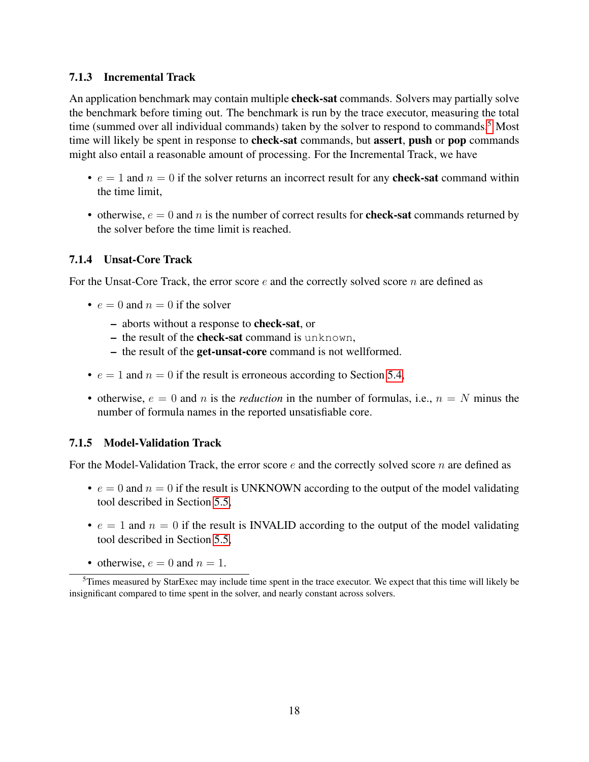#### 7.1.3 Incremental Track

An application benchmark may contain multiple **check-sat** commands. Solvers may partially solve the benchmark before timing out. The benchmark is run by the trace executor, measuring the total time (summed over all individual commands) taken by the solver to respond to commands.[5] Most time will likely be spent in response to **check-sat** commands, but **assert**, **push** or **pop** commands might also entail a reasonable amount of processing. For the Incremental Track, we have

- $e = 1$ and $n = 0$ if the solver returns an incorrect result for any **check-sat** command within the time limit,
- otherwise, $e = 0$ and $n$ is the number of correct results for **check-sat** commands returned by the solver before the time limit is reached.

#### 7.1.4 Unsat-Core Track

For the Unsat-Core Track, the error score $e$ and the correctly solved score $n$ are defined as

- $e = 0$ and $n = 0$ if the solver
  - aborts without a response to **check-sat**, or
  - the result of the **check-sat** command is `unknown`,
  - the result of the **get-unsat-core** command is not wellformed.
- $e = 1$ and $n = 0$ if the result is erroneous according to Section 5.4,
- otherwise, $e = 0$ and $n$ is the *reduction* in the number of formulas, i.e., $n = N$ minus the number of formula names in the reported unsatisfiable core.

#### 7.1.5 Model-Validation Track

For the Model-Validation Track, the error score $e$ and the correctly solved score $n$ are defined as

- $e = 0$ and $n = 0$ if the result is UNKNOWN according to the output of the model validating tool described in Section 5.5,
- $e = 1$ and $n = 0$ if the result is INVALID according to the output of the model validating tool described in Section 5.5,
- otherwise, $e = 0$ and $n = 1$.

[5] Times measured by StarExec may include time spent in the trace executor. We expect that this time will likely be insignificant compared to time spent in the solver, and nearly constant across solvers.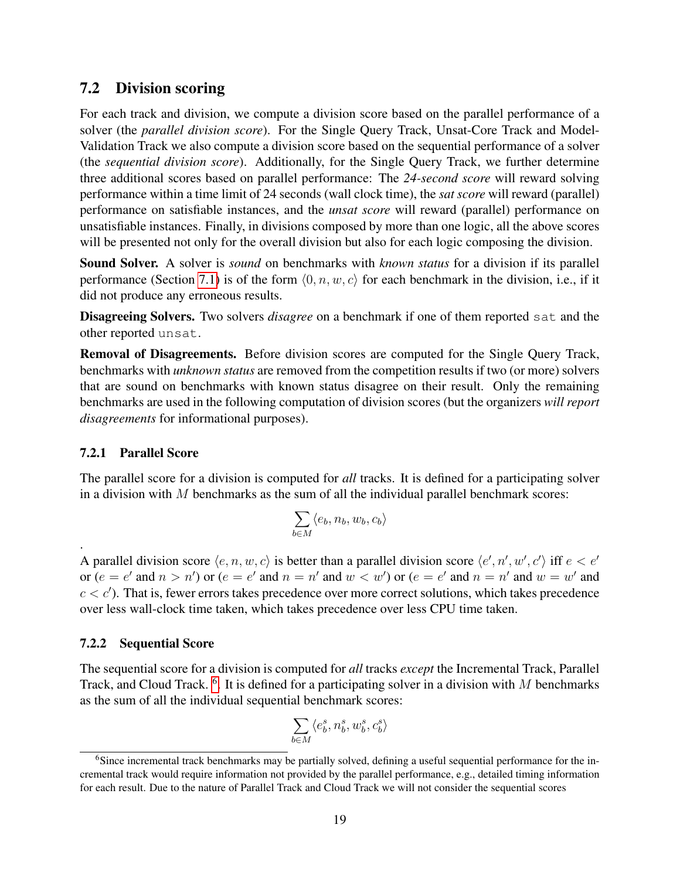## 7.2 Division scoring

For each track and division, we compute a division score based on the parallel performance of a solver (the *parallel division score*). For the Single Query Track, Unsat-Core Track and Model-Validation Track we also compute a division score based on the sequential performance of a solver (the *sequential division score*). Additionally, for the Single Query Track, we further determine three additional scores based on parallel performance: The *24-second score* will reward solving performance within a time limit of 24 seconds (wall clock time), the *sat score* will reward (parallel) performance on satisfiable instances, and the *unsat score* will reward (parallel) performance on unsatisfiable instances. Finally, in divisions composed by more than one logic, all the above scores will be presented not only for the overall division but also for each logic composing the division.

**Sound Solver.** A solver is *sound* on benchmarks with *known status* for a division if its parallel performance (Section 7.1) is of the form $\langle 0, n, w, c \rangle$ for each benchmark in the division, i.e., if it did not produce any erroneous results.

**Disagreeing Solvers.** Two solvers *disagree* on a benchmark if one of them reported `sat` and the other reported `unsat`.

**Removal of Disagreements.** Before division scores are computed for the Single Query Track, benchmarks with *unknown status* are removed from the competition results if two (or more) solvers that are sound on benchmarks with known status disagree on their result. Only the remaining benchmarks are used in the following computation of division scores (but the organizers *will report disagreements* for informational purposes).

### 7.2.1 Parallel Score

The parallel score for a division is computed for *all* tracks. It is defined for a participating solver in a division with $M$ benchmarks as the sum of all the individual parallel benchmark scores:

$$\sum_{b \in M} \langle e_b, n_b, w_b, c_b \rangle$$

.

A parallel division score $\langle e, n, w, c \rangle$ is better than a parallel division score $\langle e', n', w', c' \rangle$ iff $e < e'$ or ($e = e'$ and $n > n'$) or ($e = e'$ and $n = n'$ and $w < w'$) or ($e = e'$ and $n = n'$ and $w = w'$ and $c < c'$). That is, fewer errors takes precedence over more correct solutions, which takes precedence over less wall-clock time taken, which takes precedence over less CPU time taken.

### 7.2.2 Sequential Score

The sequential score for a division is computed for *all* tracks *except* the Incremental Track, Parallel Track, and Cloud Track. [6]. It is defined for a participating solver in a division with $M$ benchmarks as the sum of all the individual sequential benchmark scores:

$$\sum_{b \in M} \langle e^s_b, n^s_b, w^s_b, c^s_b \rangle$$

[6] Since incremental track benchmarks may be partially solved, defining a useful sequential performance for the incremental track would require information not provided by the parallel performance, e.g., detailed timing information for each result. Due to the nature of Parallel Track and Cloud Track we will not consider the sequential scores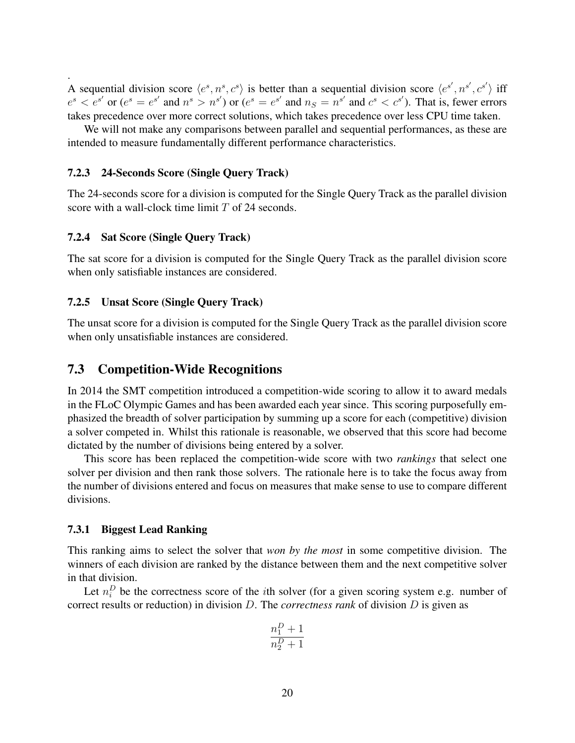.
A sequential division score $\langle e^s, n^s, c^s \rangle$ is better than a sequential division score $\langle e^{s'}, n^{s'}, c^{s'} \rangle$ iff $e^s < e^{s'}$ or ($e^s = e^{s'}$ and $n^s > n^{s'}$) or ($e^s = e^{s'}$ and $n_S = n^{s'}$ and $c^s < c^{s'}$). That is, fewer errors takes precedence over more correct solutions, which takes precedence over less CPU time taken.

We will not make any comparisons between parallel and sequential performances, as these are intended to measure fundamentally different performance characteristics.

### 7.2.3 24-Seconds Score (Single Query Track)

The 24-seconds score for a division is computed for the Single Query Track as the parallel division score with a wall-clock time limit $T$ of 24 seconds.

### 7.2.4 Sat Score (Single Query Track)

The sat score for a division is computed for the Single Query Track as the parallel division score when only satisfiable instances are considered.

### 7.2.5 Unsat Score (Single Query Track)

The unsat score for a division is computed for the Single Query Track as the parallel division score when only unsatisfiable instances are considered.

## 7.3 Competition-Wide Recognitions

In 2014 the SMT competition introduced a competition-wide scoring to allow it to award medals in the FLoC Olympic Games and has been awarded each year since. This scoring purposefully emphasized the breadth of solver participation by summing up a score for each (competitive) division a solver competed in. Whilst this rationale is reasonable, we observed that this score had become dictated by the number of divisions being entered by a solver.

This score has been replaced the competition-wide score with two *rankings* that select one solver per division and then rank those solvers. The rationale here is to take the focus away from the number of divisions entered and focus on measures that make sense to use to compare different divisions.

### 7.3.1 Biggest Lead Ranking

This ranking aims to select the solver that *won by the most* in some competitive division. The winners of each division are ranked by the distance between them and the next competitive solver in that division.

Let $n_i^D$ be the correctness score of the $i$th solver (for a given scoring system e.g. number of correct results or reduction) in division $D$. The *correctness rank* of division $D$ is given as

$$\frac{n_1^D + 1}{n_2^D + 1}$$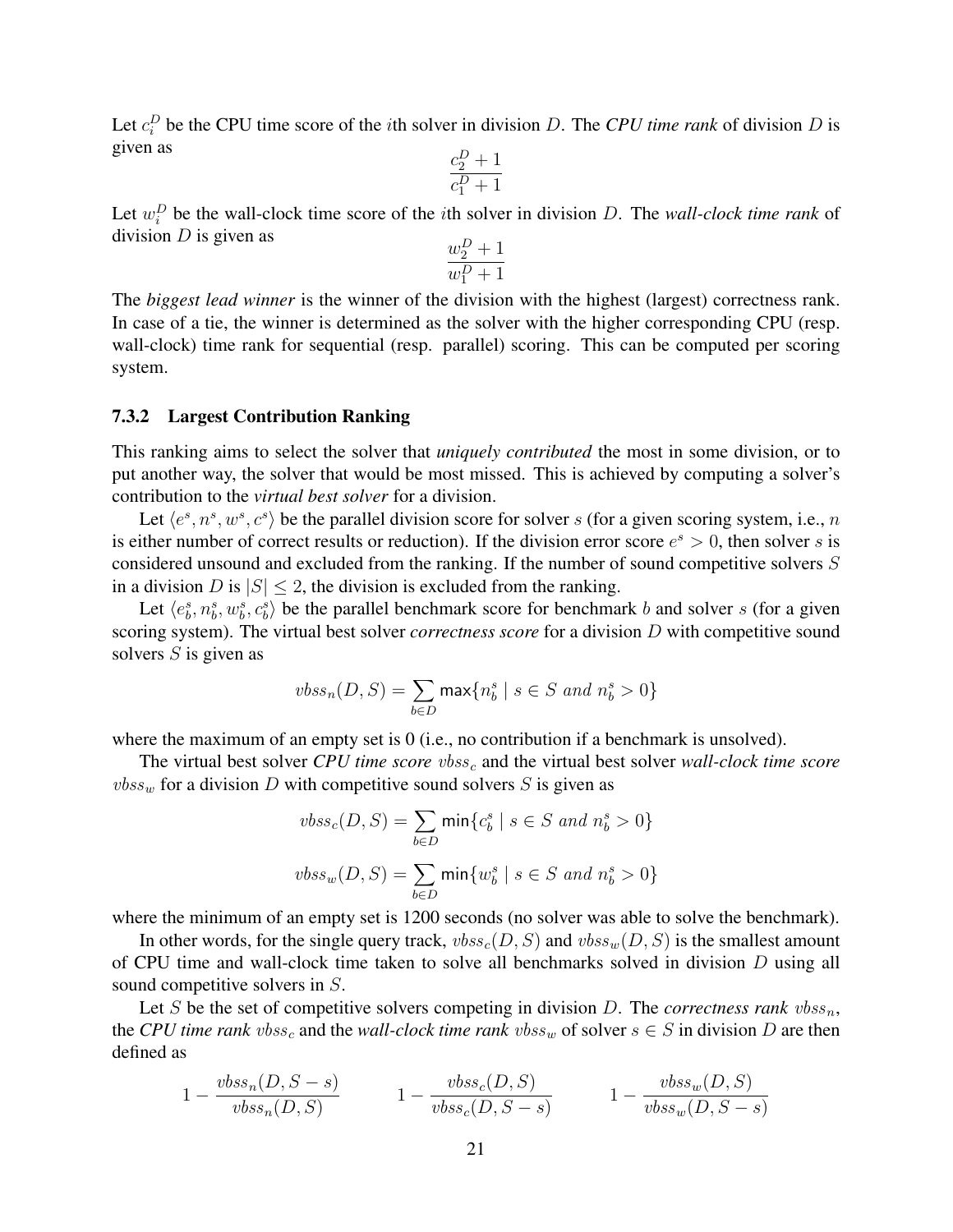Let $c_i^D$ be the CPU time score of the $i$th solver in division $D$. The ***CPU time rank*** of division $D$ is given as

$$\frac{c_2^D + 1}{c_1^D + 1}$$

Let $w_i^D$ be the wall-clock time score of the $i$th solver in division $D$. The *wall-clock time rank* of division $D$ is given as

$$\frac{w_2^D + 1}{w_1^D + 1}$$

The *biggest lead winner* is the winner of the division with the highest (largest) correctness rank. In case of a tie, the winner is determined as the solver with the higher corresponding CPU (resp. wall-clock) time rank for sequential (resp. parallel) scoring. This can be computed per scoring system.

### 7.3.2 Largest Contribution Ranking

This ranking aims to select the solver that *uniquely contributed* the most in some division, or to put another way, the solver that would be most missed. This is achieved by computing a solver's contribution to the *virtual best solver* for a division.

Let $\langle e^s, n^s, w^s, c^s \rangle$ be the parallel division score for solver $s$ (for a given scoring system, i.e., $n$ is either number of correct results or reduction). If the division error score $e^s > 0$, then solver $s$ is considered unsound and excluded from the ranking. If the number of sound competitive solvers $S$ in a division $D$ is $|S| \leq 2$, the division is excluded from the ranking.

Let $\langle e_b^s, n_b^s, w_b^s, c_b^s \rangle$ be the parallel benchmark score for benchmark $b$ and solver $s$ (for a given scoring system). The virtual best solver *correctness score* for a division $D$ with competitive sound solvers $S$ is given as

$$vbss_n(D, S) = \sum_{b \in D} \max\{n_b^s \mid s \in S \ and \ n_b^s > 0\}$$

where the maximum of an empty set is 0 (i.e., no contribution if a benchmark is unsolved).

The virtual best solver ***CPU time score*** $vbss_c$ and the virtual best solver *wall-clock time score* $vbss_w$ for a division $D$ with competitive sound solvers $S$ is given as

$$vbss_c(D, S) = \sum_{b \in D} \min\{c_b^s \mid s \in S \ and \ n_b^s > 0\}$$

$$vbss_w(D, S) = \sum_{b \in D} \min\{w_b^s \mid s \in S \ and \ n_b^s > 0\}$$

where the minimum of an empty set is 1200 seconds (no solver was able to solve the benchmark).

In other words, for the single query track, $vbss_c(D, S)$ and $vbss_w(D, S)$ is the smallest amount of CPU time and wall-clock time taken to solve all benchmarks solved in division $D$ using all sound competitive solvers in $S$.

Let $S$ be the set of competitive solvers competing in division $D$. The *correctness rank* $vbss_n$, the ***CPU time rank*** $vbss_c$ and the *wall-clock time rank* $vbss_w$ of solver $s \in S$ in division $D$ are then defined as

$$1 - \frac{vbss_n(D, S - s)}{vbss_n(D, S)} \qquad 1 - \frac{vbss_c(D, S)}{vbss_c(D, S - s)} \qquad 1 - \frac{vbss_w(D, S)}{vbss_w(D, S - s)}$$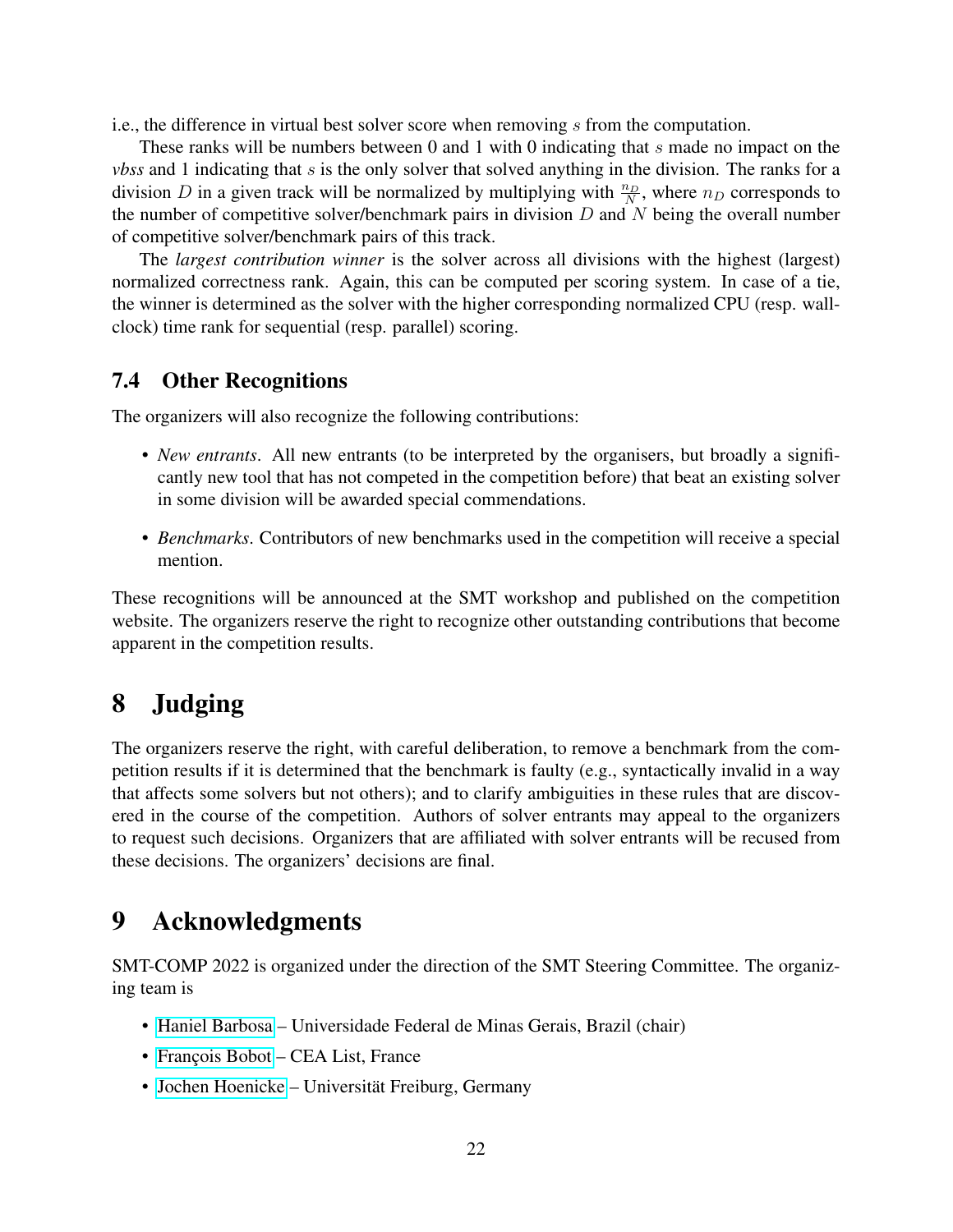i.e., the difference in virtual best solver score when removing $s$ from the computation.

These ranks will be numbers between 0 and 1 with 0 indicating that $s$ made no impact on the *vbss* and 1 indicating that $s$ is the only solver that solved anything in the division. The ranks for a division $D$ in a given track will be normalized by multiplying with $\frac{n_D}{N}$, where $n_D$ corresponds to the number of competitive solver/benchmark pairs in division $D$ and $N$ being the overall number of competitive solver/benchmark pairs of this track.

The *largest contribution winner* is the solver across all divisions with the highest (largest) normalized correctness rank. Again, this can be computed per scoring system. In case of a tie, the winner is determined as the solver with the higher corresponding normalized CPU (resp. wall-clock) time rank for sequential (resp. parallel) scoring.

### 7.4 Other Recognitions

The organizers will also recognize the following contributions:

- *New entrants*. All new entrants (to be interpreted by the organisers, but broadly a significantly new tool that has not competed in the competition before) that beat an existing solver in some division will be awarded special commendations.
- *Benchmarks*. Contributors of new benchmarks used in the competition will receive a special mention.

These recognitions will be announced at the SMT workshop and published on the competition website. The organizers reserve the right to recognize other outstanding contributions that become apparent in the competition results.

# 8 Judging

The organizers reserve the right, with careful deliberation, to remove a benchmark from the competition results if it is determined that the benchmark is faulty (e.g., syntactically invalid in a way that affects some solvers but not others); and to clarify ambiguities in these rules that are discovered in the course of the competition. Authors of solver entrants may appeal to the organizers to request such decisions. Organizers that are affiliated with solver entrants will be recused from these decisions. The organizers' decisions are final.

# 9 Acknowledgments

SMT-COMP 2022 is organized under the direction of the SMT Steering Committee. The organizing team is

- Haniel Barbosa – Universidade Federal de Minas Gerais, Brazil (chair)
- François Bobot – CEA List, France
- Jochen Hoenicke – Universität Freiburg, Germany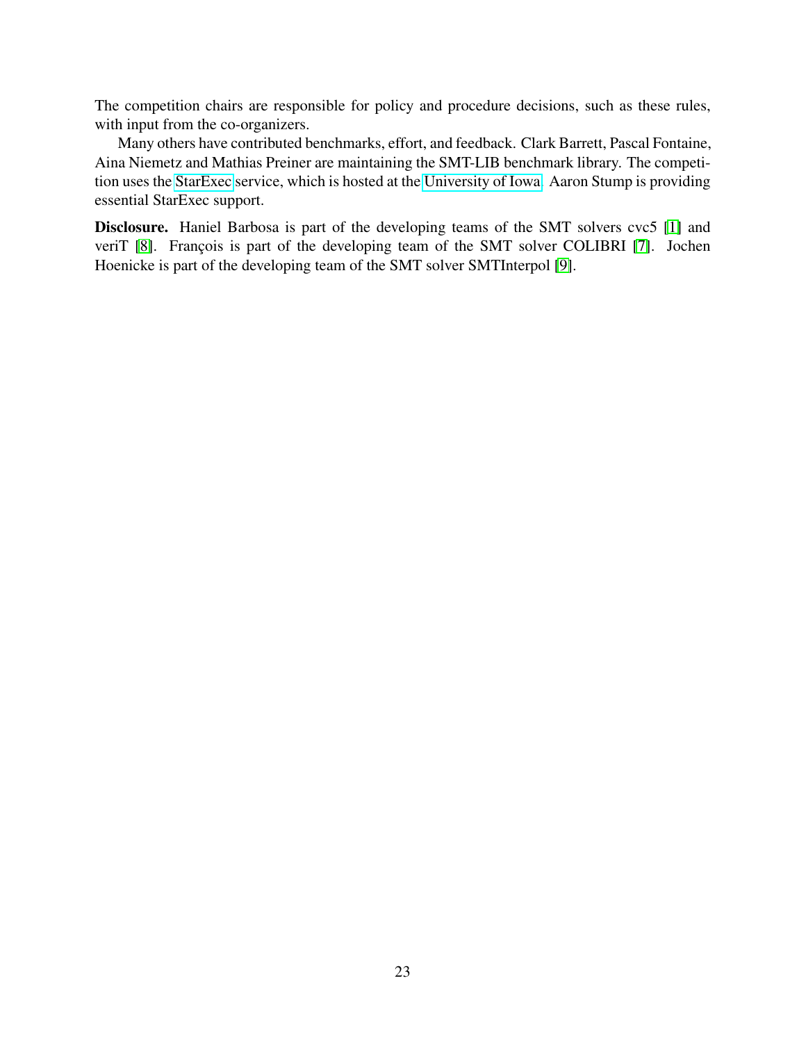The competition chairs are responsible for policy and procedure decisions, such as these rules, with input from the co-organizers.

Many others have contributed benchmarks, effort, and feedback. Clark Barrett, Pascal Fontaine, Aina Niemetz and Mathias Preiner are maintaining the SMT-LIB benchmark library. The competition uses the StarExec service, which is hosted at the University of Iowa. Aaron Stump is providing essential StarExec support.

**Disclosure.** Haniel Barbosa is part of the developing teams of the SMT solvers cvc5 [1] and veriT [8]. François is part of the developing team of the SMT solver COLIBRI [7]. Jochen Hoenicke is part of the developing team of the SMT solver SMTInterpol [9].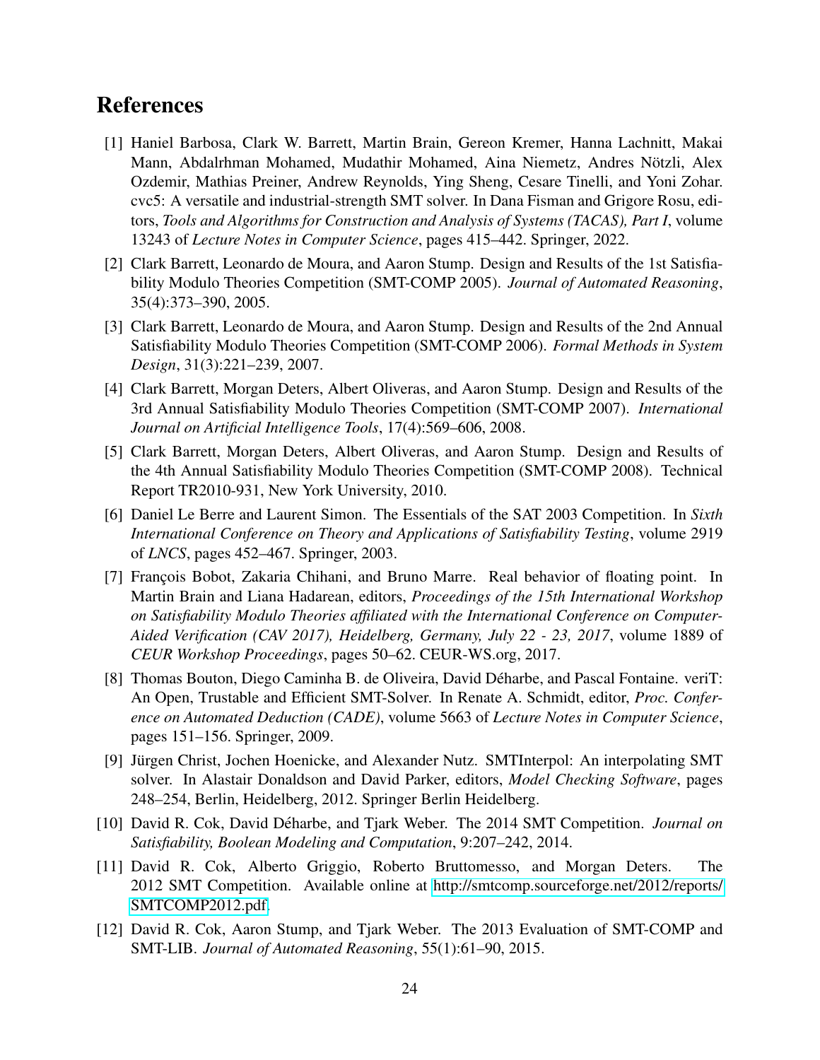# References

[1] Haniel Barbosa, Clark W. Barrett, Martin Brain, Gereon Kremer, Hanna Lachnitt, Makai Mann, Abdalrhman Mohamed, Mudathir Mohamed, Aina Niemetz, Andres Nötzli, Alex Ozdemir, Mathias Preiner, Andrew Reynolds, Ying Sheng, Cesare Tinelli, and Yoni Zohar. cvc5: A versatile and industrial-strength SMT solver. In Dana Fisman and Grigore Rosu, editors, *Tools and Algorithms for Construction and Analysis of Systems (TACAS), Part I*, volume 13243 of *Lecture Notes in Computer Science*, pages 415–442. Springer, 2022.

[2] Clark Barrett, Leonardo de Moura, and Aaron Stump. Design and Results of the 1st Satisfiability Modulo Theories Competition (SMT-COMP 2005). *Journal of Automated Reasoning*, 35(4):373–390, 2005.

[3] Clark Barrett, Leonardo de Moura, and Aaron Stump. Design and Results of the 2nd Annual Satisfiability Modulo Theories Competition (SMT-COMP 2006). *Formal Methods in System Design*, 31(3):221–239, 2007.

[4] Clark Barrett, Morgan Deters, Albert Oliveras, and Aaron Stump. Design and Results of the 3rd Annual Satisfiability Modulo Theories Competition (SMT-COMP 2007). *International Journal on Artificial Intelligence Tools*, 17(4):569–606, 2008.

[5] Clark Barrett, Morgan Deters, Albert Oliveras, and Aaron Stump. Design and Results of the 4th Annual Satisfiability Modulo Theories Competition (SMT-COMP 2008). Technical Report TR2010-931, New York University, 2010.

[6] Daniel Le Berre and Laurent Simon. The Essentials of the SAT 2003 Competition. In *Sixth International Conference on Theory and Applications of Satisfiability Testing*, volume 2919 of *LNCS*, pages 452–467. Springer, 2003.

[7] François Bobot, Zakaria Chihani, and Bruno Marre. Real behavior of floating point. In Martin Brain and Liana Hadarean, editors, *Proceedings of the 15th International Workshop on Satisfiability Modulo Theories affiliated with the International Conference on Computer-Aided Verification (CAV 2017), Heidelberg, Germany, July 22 - 23, 2017*, volume 1889 of *CEUR Workshop Proceedings*, pages 50–62. CEUR-WS.org, 2017.

[8] Thomas Bouton, Diego Caminha B. de Oliveira, David Déharbe, and Pascal Fontaine. veriT: An Open, Trustable and Efficient SMT-Solver. In Renate A. Schmidt, editor, *Proc. Conference on Automated Deduction (CADE)*, volume 5663 of *Lecture Notes in Computer Science*, pages 151–156. Springer, 2009.

[9] Jürgen Christ, Jochen Hoenicke, and Alexander Nutz. SMTInterpol: An interpolating SMT solver. In Alastair Donaldson and David Parker, editors, *Model Checking Software*, pages 248–254, Berlin, Heidelberg, 2012. Springer Berlin Heidelberg.

[10] David R. Cok, David Déharbe, and Tjark Weber. The 2014 SMT Competition. *Journal on Satisfiability, Boolean Modeling and Computation*, 9:207–242, 2014.

[11] David R. Cok, Alberto Griggio, Roberto Bruttomesso, and Morgan Deters. The 2012 SMT Competition. Available online at http://smtcomp.sourceforge.net/2012/reports/SMTCOMP2012.pdf.

[12] David R. Cok, Aaron Stump, and Tjark Weber. The 2013 Evaluation of SMT-COMP and SMT-LIB. *Journal of Automated Reasoning*, 55(1):61–90, 2015.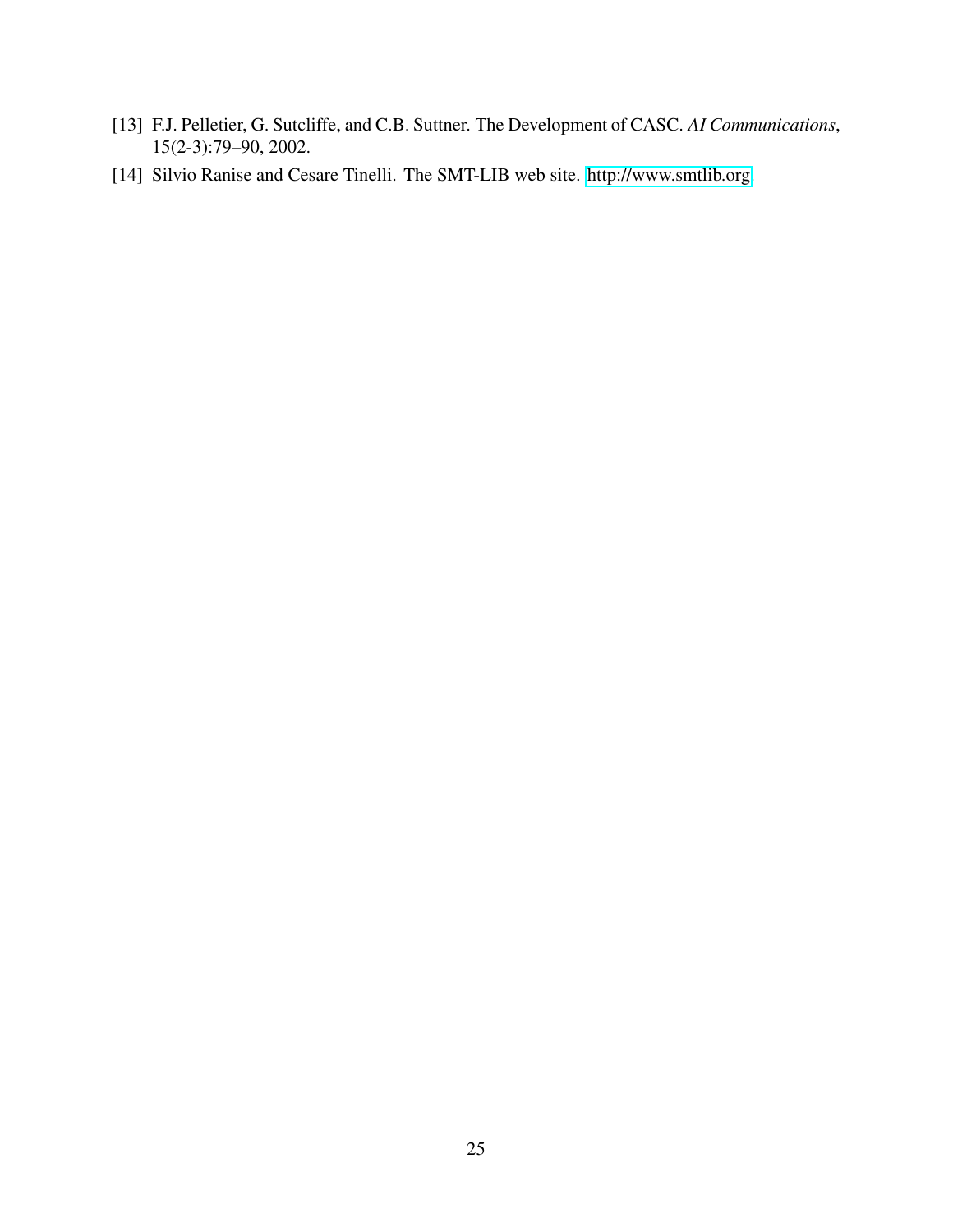[13] F.J. Pelletier, G. Sutcliffe, and C.B. Suttner. The Development of CASC. *AI Communications*, 15(2-3):79–90, 2002.

[14] Silvio Ranise and Cesare Tinelli. The SMT-LIB web site. http://www.smtlib.org.